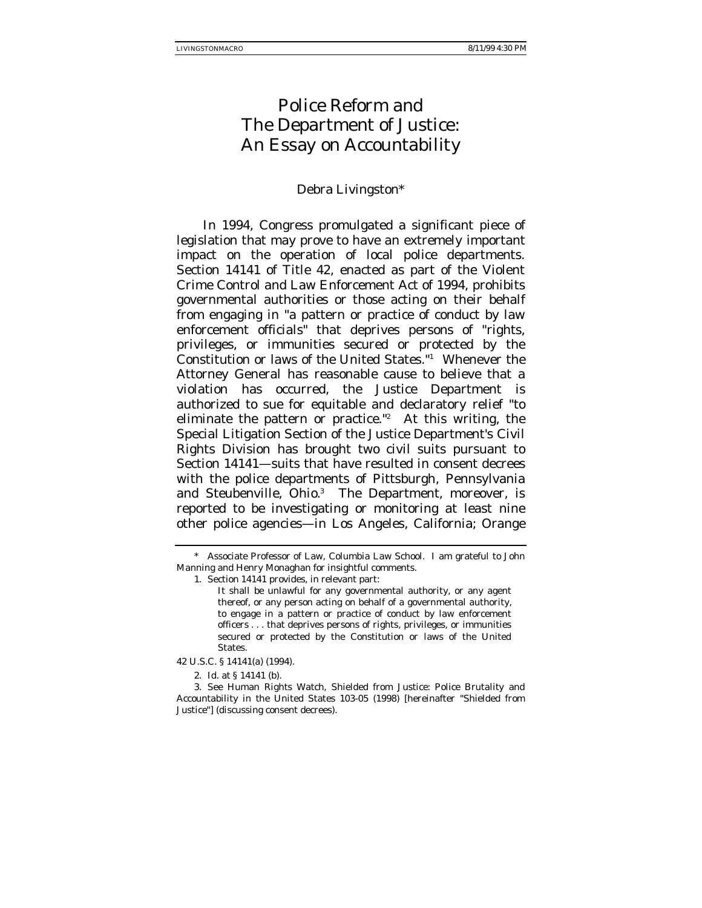# Police Reform and The Department of Justice: An Essay on Accountability

Debra Livingston*

In 1994, Congress promulgated a significant piece of legislation that may prove to have an extremely important impact on the operation of local police departments. Section 14141 of Title 42, enacted as part of the Violent Crime Control and Law Enforcement Act of 1994, prohibits governmental authorities or those acting on their behalf from engaging in "a pattern or practice of conduct by law enforcement officials" that deprives persons of "rights, privileges, or immunities secured or protected by the Constitution or laws of the United States."[1] Whenever the Attorney General has reasonable cause to believe that a violation has occurred, the Justice Department is authorized to sue for equitable and declaratory relief "to eliminate the pattern or practice."[2] At this writing, the Special Litigation Section of the Justice Department's Civil Rights Division has brought two civil suits pursuant to Section 14141—suits that have resulted in consent decrees with the police departments of Pittsburgh, Pennsylvania and Steubenville, Ohio.[3] The Department, moreover, is reported to be investigating or monitoring at least nine other police agencies—in Los Angeles, California; Orange

---

\* Associate Professor of Law, Columbia Law School. I am grateful to John Manning and Henry Monaghan for insightful comments.

1. Section 14141 provides, in relevant part:

> It shall be unlawful for any governmental authority, or any agent thereof, or any person acting on behalf of a governmental authority, to engage in a pattern or practice of conduct by law enforcement officers . . . that deprives persons of rights, privileges, or immunities secured or protected by the Constitution or laws of the United States.

42 U.S.C. § 14141(a) (1994).

2. Id. at § 14141 (b).

3. See Human Rights Watch, Shielded from Justice: Police Brutality and Accountability in the United States 103-05 (1998) [hereinafter "Shielded from Justice"] (discussing consent decrees).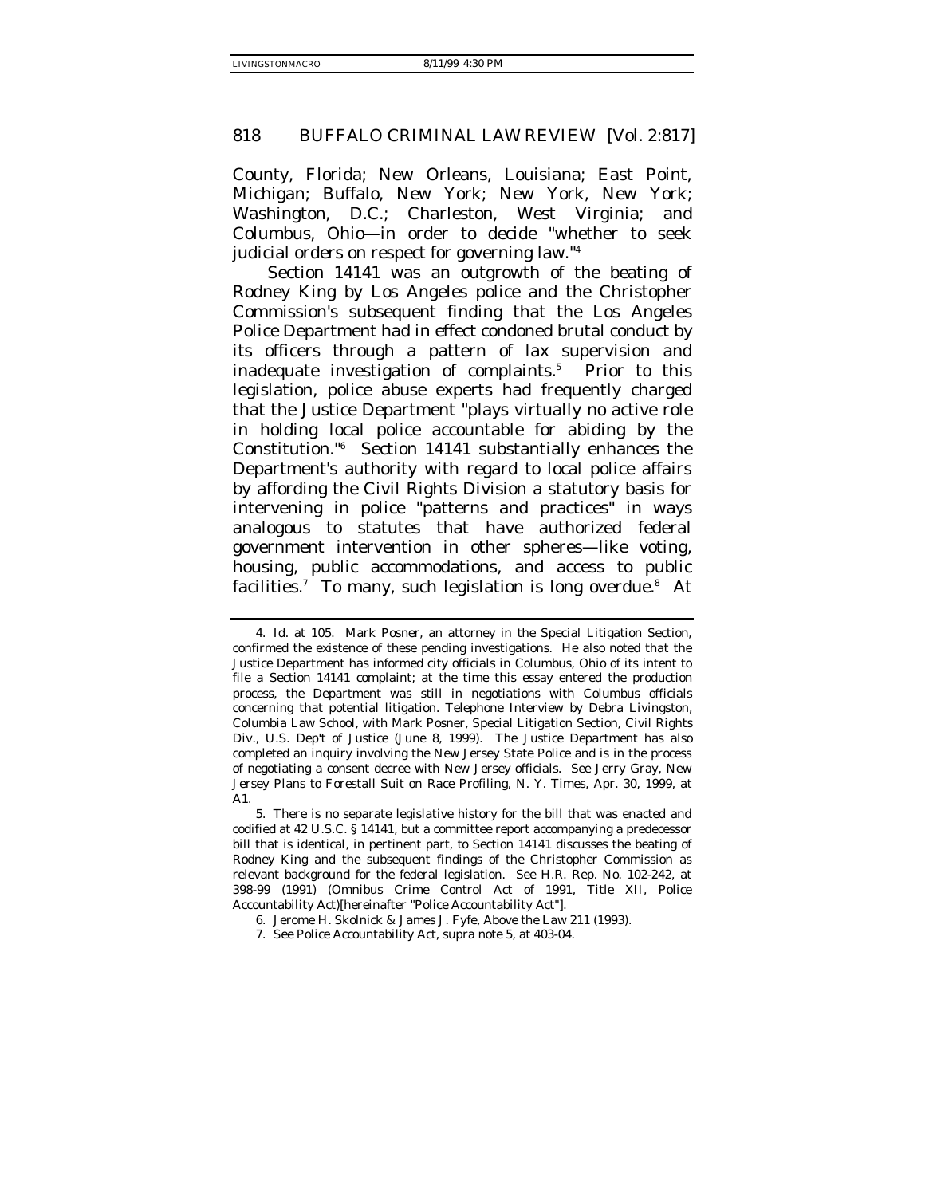County, Florida; New Orleans, Louisiana; East Point, Michigan; Buffalo, New York; New York, New York; Washington, D.C.; Charleston, West Virginia; and Columbus, Ohio—in order to decide "whether to seek judicial orders on respect for governing law."[4]

Section 14141 was an outgrowth of the beating of Rodney King by Los Angeles police and the Christopher Commission's subsequent finding that the Los Angeles Police Department had in effect condoned brutal conduct by its officers through a pattern of lax supervision and inadequate investigation of complaints.[5] Prior to this legislation, police abuse experts had frequently charged that the Justice Department "plays virtually no active role in holding local police accountable for abiding by the Constitution."[6] Section 14141 substantially enhances the Department's authority with regard to local police affairs by affording the Civil Rights Division a statutory basis for intervening in police "patterns and practices" in ways analogous to statutes that have authorized federal government intervention in other spheres—like voting, housing, public accommodations, and access to public facilities.[7] To many, such legislation is long overdue.[8] At

---

4. *Id.* at 105. Mark Posner, an attorney in the Special Litigation Section, confirmed the existence of these pending investigations. He also noted that the Justice Department has informed city officials in Columbus, Ohio of its intent to file a Section 14141 complaint; at the time this essay entered the production process, the Department was still in negotiations with Columbus officials concerning that potential litigation. Telephone Interview by Debra Livingston, Columbia Law School, with Mark Posner, Special Litigation Section, Civil Rights Div., U.S. Dep't of Justice (June 8, 1999). The Justice Department has also completed an inquiry involving the New Jersey State Police and is in the process of negotiating a consent decree with New Jersey officials. *See* Jerry Gray, *New Jersey Plans to Forestall Suit on Race Profiling*, N. Y. Times, Apr. 30, 1999, at A1.

5. There is no separate legislative history for the bill that was enacted and codified at 42 U.S.C. § 14141, but a committee report accompanying a predecessor bill that is identical, in pertinent part, to Section 14141 discusses the beating of Rodney King and the subsequent findings of the Christopher Commission as relevant background for the federal legislation. *See* H.R. Rep. No. 102-242, at 398-99 (1991) (Omnibus Crime Control Act of 1991, Title XII, Police Accountability Act)[hereinafter "Police Accountability Act"].

6. Jerome H. Skolnick & James J. Fyfe, *Above the Law* 211 (1993).

7. *See* Police Accountability Act, *supra* note 5, at 403-04.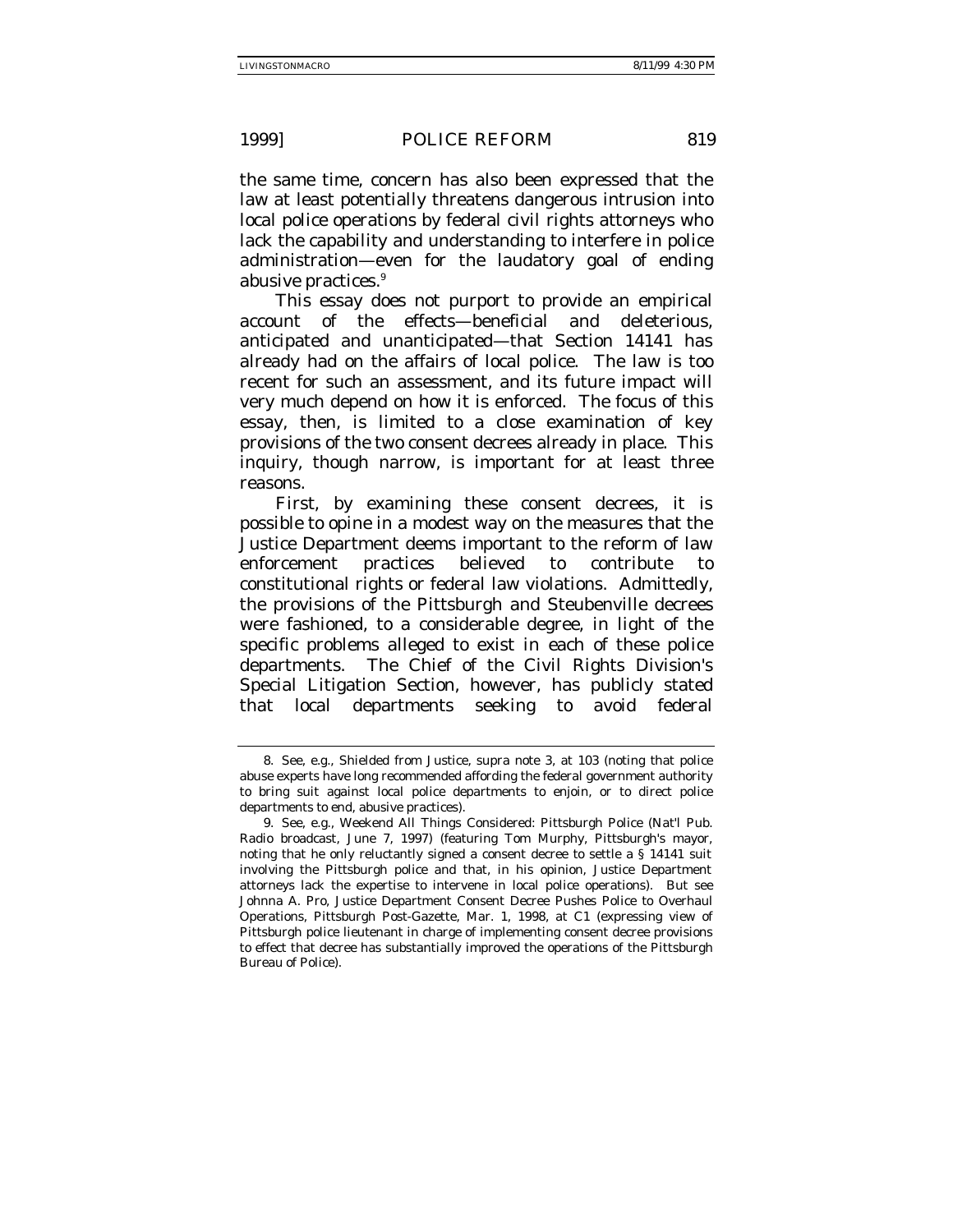the same time, concern has also been expressed that the law at least potentially threatens dangerous intrusion into local police operations by federal civil rights attorneys who lack the capability and understanding to interfere in police administration—even for the laudatory goal of ending abusive practices.[9]

This essay does not purport to provide an empirical account of the effects—beneficial and deleterious, anticipated and unanticipated—that Section 14141 has already had on the affairs of local police. The law is too recent for such an assessment, and its future impact will very much depend on how it is enforced. The focus of this essay, then, is limited to a close examination of key provisions of the two consent decrees already in place. This inquiry, though narrow, is important for at least three reasons.

First, by examining these consent decrees, it is possible to opine in a modest way on the measures that the Justice Department deems important to the reform of law enforcement practices believed to contribute to constitutional rights or federal law violations. Admittedly, the provisions of the Pittsburgh and Steubenville decrees were fashioned, to a considerable degree, in light of the specific problems alleged to exist in each of these police departments. The Chief of the Civil Rights Division's Special Litigation Section, however, has publicly stated that local departments seeking to avoid federal

---

8. See, e.g., Shielded from Justice, supra note 3, at 103 (noting that police abuse experts have long recommended affording the federal government authority to bring suit against local police departments to enjoin, or to direct police departments to end, abusive practices).

9. See, e.g., Weekend All Things Considered: Pittsburgh Police (Nat'l Pub. Radio broadcast, June 7, 1997) (featuring Tom Murphy, Pittsburgh's mayor, noting that he only reluctantly signed a consent decree to settle a § 14141 suit involving the Pittsburgh police and that, in his opinion, Justice Department attorneys lack the expertise to intervene in local police operations). But see Johnna A. Pro, Justice Department Consent Decree Pushes Police to Overhaul Operations, Pittsburgh Post-Gazette, Mar. 1, 1998, at C1 (expressing view of Pittsburgh police lieutenant in charge of implementing consent decree provisions to effect that decree has substantially improved the operations of the Pittsburgh Bureau of Police).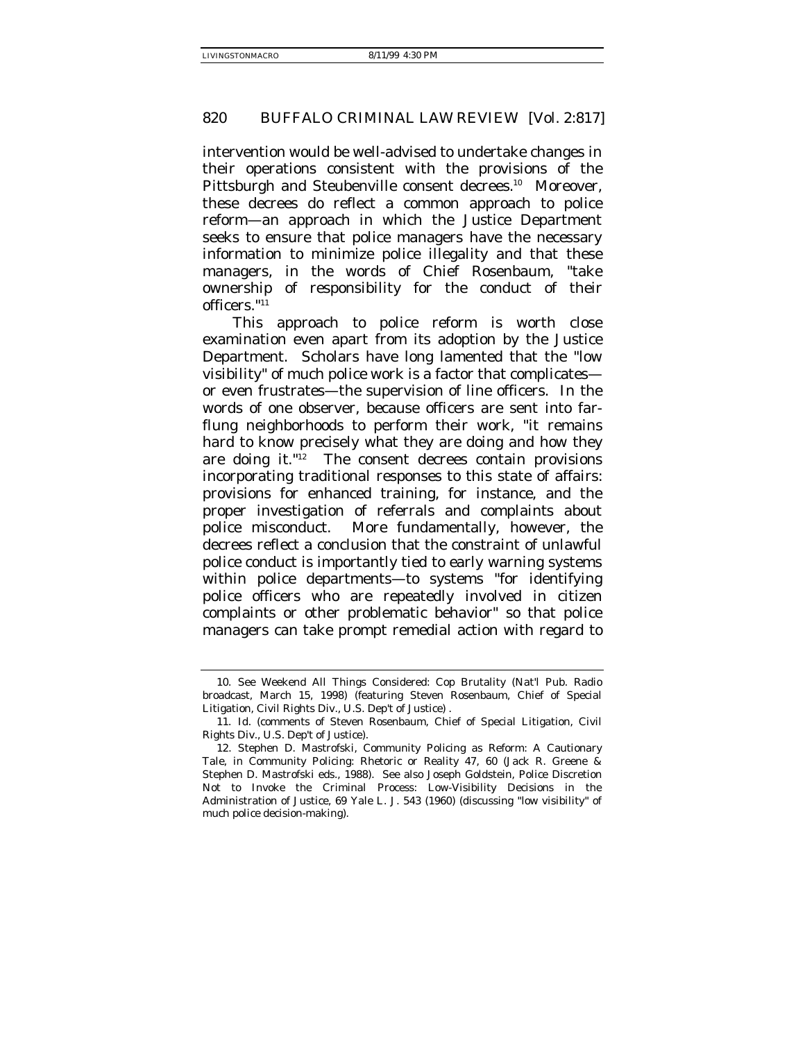intervention would be well-advised to undertake changes in their operations consistent with the provisions of the Pittsburgh and Steubenville consent decrees.[10] Moreover, these decrees do reflect a common approach to police reform—an approach in which the Justice Department seeks to ensure that police managers have the necessary information to minimize police illegality and that these managers, in the words of Chief Rosenbaum, "take ownership of responsibility for the conduct of their officers."[11]

This approach to police reform is worth close examination even apart from its adoption by the Justice Department. Scholars have long lamented that the "low visibility" of much police work is a factor that complicates—or even frustrates—the supervision of line officers. In the words of one observer, because officers are sent into far-flung neighborhoods to perform their work, "it remains hard to know precisely what they are doing and how they are doing it."[12] The consent decrees contain provisions incorporating traditional responses to this state of affairs: provisions for enhanced training, for instance, and the proper investigation of referrals and complaints about police misconduct. More fundamentally, however, the decrees reflect a conclusion that the constraint of unlawful police conduct is importantly tied to early warning systems within police departments—to systems "for identifying police officers who are repeatedly involved in citizen complaints or other problematic behavior" so that police managers can take prompt remedial action with regard to

---

10. *See* Weekend All Things Considered: Cop Brutality (Nat'l Pub. Radio broadcast, March 15, 1998) (featuring Steven Rosenbaum, Chief of Special Litigation, Civil Rights Div., U.S. Dep't of Justice) .

11. *Id.* (comments of Steven Rosenbaum, Chief of Special Litigation, Civil Rights Div., U.S. Dep't of Justice).

12. Stephen D. Mastrofski, *Community Policing as Reform: A Cautionary Tale*, *in* Community Policing: Rhetoric or Reality 47, 60 (Jack R. Greene & Stephen D. Mastrofski eds., 1988). *See also* Joseph Goldstein, *Police Discretion Not to Invoke the Criminal Process: Low-Visibility Decisions in the Administration of Justice*, 69 Yale L. J. 543 (1960) (discussing "low visibility" of much police decision-making).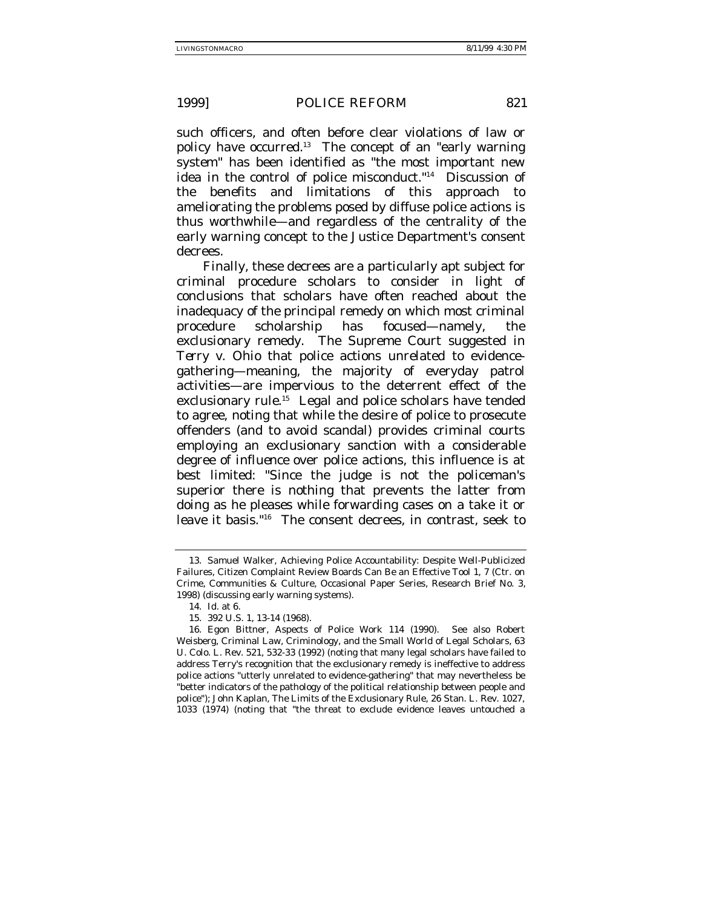such officers, and often before clear violations of law or policy have occurred.[13] The concept of an "early warning system" has been identified as "the most important new idea in the control of police misconduct."[14] Discussion of the benefits and limitations of this approach to ameliorating the problems posed by diffuse police actions is thus worthwhile—and regardless of the centrality of the early warning concept to the Justice Department's consent decrees.

Finally, these decrees are a particularly apt subject for criminal procedure scholars to consider in light of conclusions that scholars have often reached about the inadequacy of the principal remedy on which most criminal procedure scholarship has focused—namely, the exclusionary remedy. The Supreme Court suggested in *Terry v. Ohio* that police actions unrelated to evidence-gathering—meaning, the majority of everyday patrol activities—are impervious to the deterrent effect of the exclusionary rule.[15] Legal and police scholars have tended to agree, noting that while the desire of police to prosecute offenders (and to avoid scandal) provides criminal courts employing an exclusionary sanction with a considerable degree of influence over police actions, this influence is at best limited: "Since the judge is not the policeman's superior there is nothing that prevents the latter from doing as he pleases while forwarding cases on a take it or leave it basis."[16] The consent decrees, in contrast, seek to

---

13. Samuel Walker, Achieving Police Accountability: Despite Well-Publicized Failures, Citizen Complaint Review Boards Can Be an Effective Tool 1, 7 (Ctr. on Crime, Communities & Culture, Occasional Paper Series, Research Brief No. 3, 1998) (discussing early warning systems).

14. *Id.* at 6.

15. 392 U.S. 1, 13-14 (1968).

16. Egon Bittner, Aspects of Police Work 114 (1990). *See also* Robert Weisberg, Criminal Law, Criminology, and the Small World of Legal Scholars, 63 U. Colo. L. Rev. 521, 532-33 (1992) (noting that many legal scholars have failed to address *Terry*'s recognition that the exclusionary remedy is ineffective to address police actions "utterly unrelated to evidence-gathering" that may nevertheless be "better indicators of the pathology of the political relationship between people and police"); John Kaplan, The Limits of the Exclusionary Rule, 26 Stan. L. Rev. 1027, 1033 (1974) (noting that "the threat to exclude evidence leaves untouched a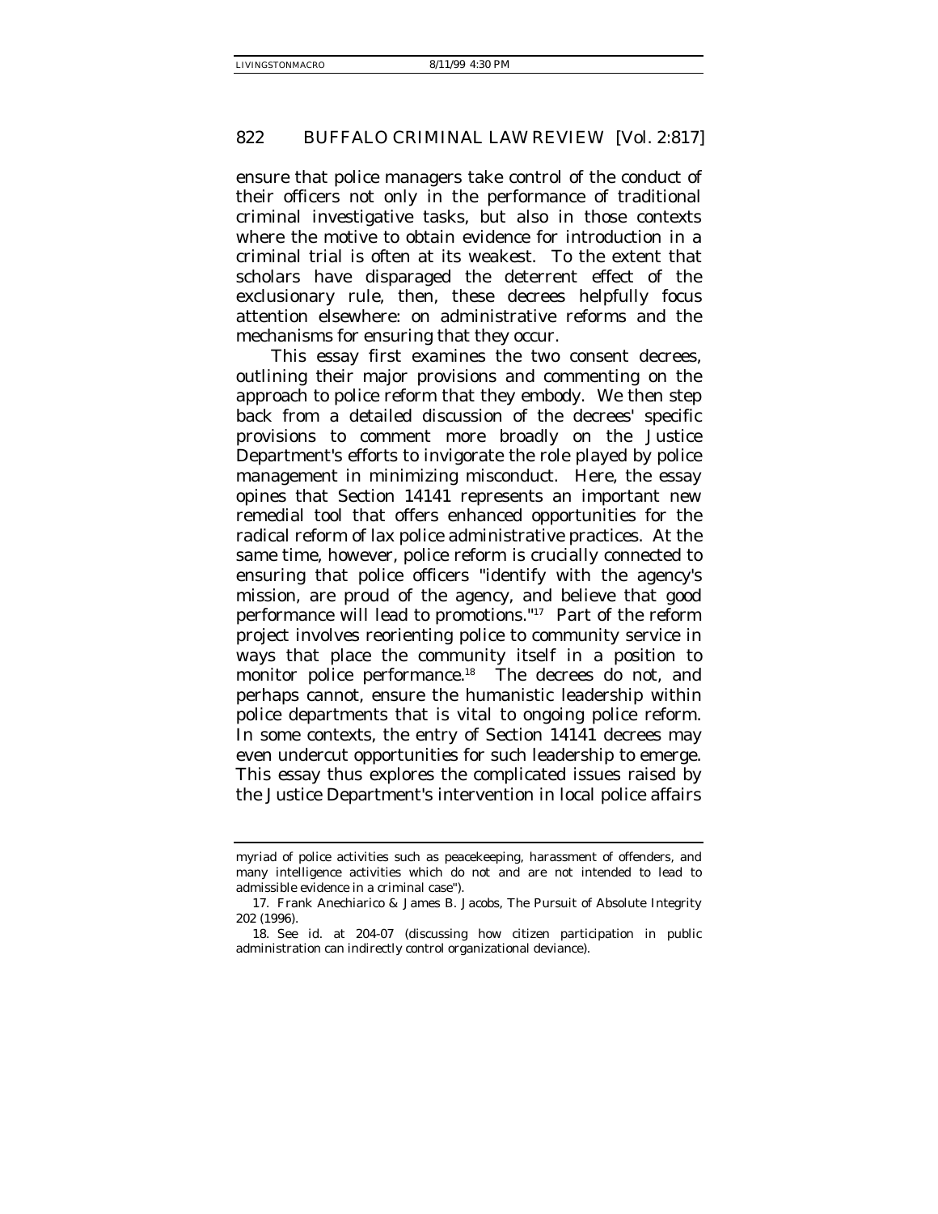ensure that police managers take control of the conduct of their officers not only in the performance of traditional criminal investigative tasks, but also in those contexts where the motive to obtain evidence for introduction in a criminal trial is often at its weakest. To the extent that scholars have disparaged the deterrent effect of the exclusionary rule, then, these decrees helpfully focus attention elsewhere: on administrative reforms and the mechanisms for ensuring that they occur.

This essay first examines the two consent decrees, outlining their major provisions and commenting on the approach to police reform that they embody. We then step back from a detailed discussion of the decrees' specific provisions to comment more broadly on the Justice Department's efforts to invigorate the role played by police management in minimizing misconduct. Here, the essay opines that Section 14141 represents an important new remedial tool that offers enhanced opportunities for the radical reform of lax police administrative practices. At the same time, however, police reform is crucially connected to ensuring that police officers "identify with the agency's mission, are proud of the agency, and believe that good performance will lead to promotions."[17] Part of the reform project involves reorienting police to community service in ways that place the community itself in a position to monitor police performance.[18] The decrees do not, and perhaps cannot, ensure the humanistic leadership within police departments that is vital to ongoing police reform. In some contexts, the entry of Section 14141 decrees may even undercut opportunities for such leadership to emerge. This essay thus explores the complicated issues raised by the Justice Department's intervention in local police affairs

---

myriad of police activities such as peacekeeping, harassment of offenders, and many intelligence activities which do not and are not intended to lead to admissible evidence in a criminal case").

17. Frank Anechiarico & James B. Jacobs, The Pursuit of Absolute Integrity 202 (1996).

18. See id. at 204-07 (discussing how citizen participation in public administration can indirectly control organizational deviance).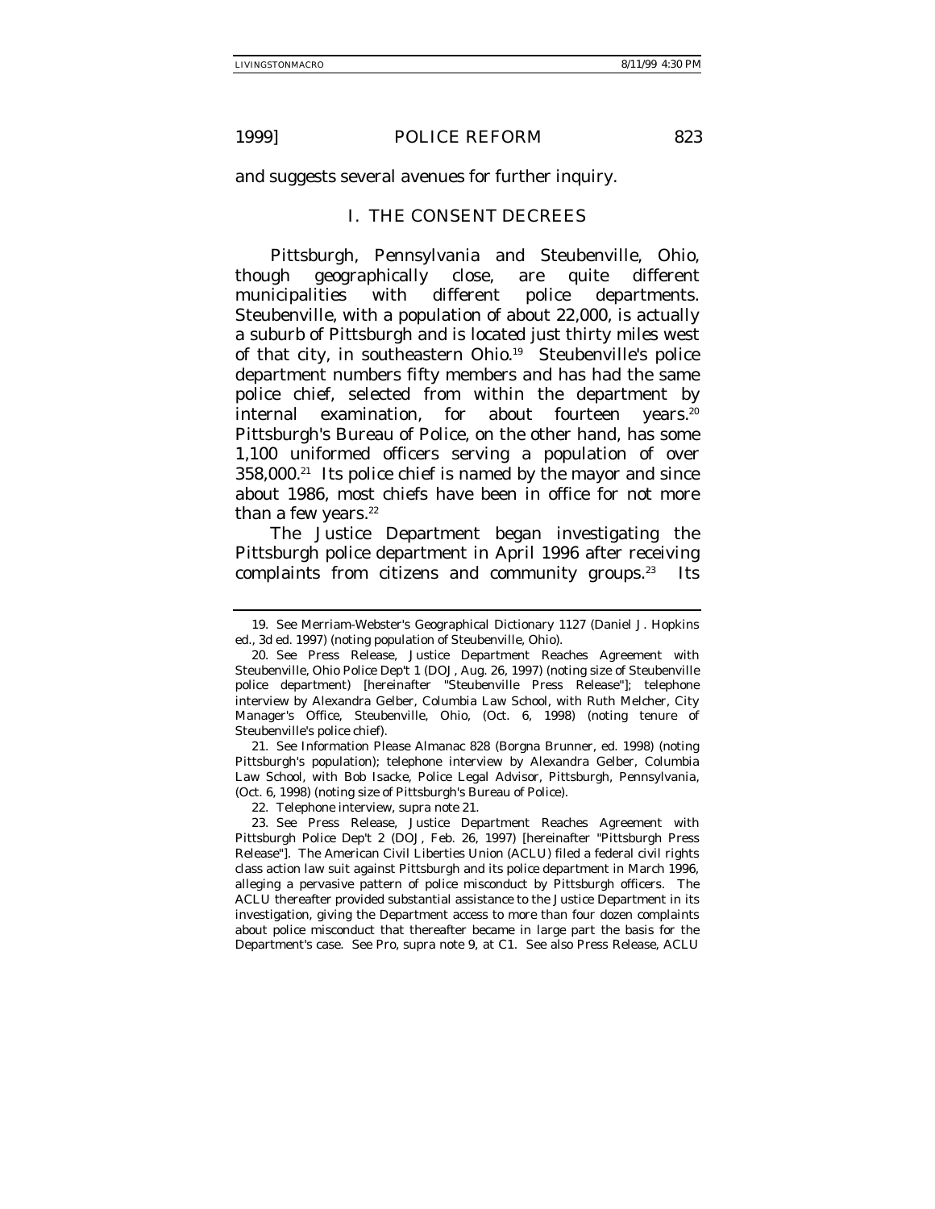and suggests several avenues for further inquiry.

## I. THE CONSENT DECREES

Pittsburgh, Pennsylvania and Steubenville, Ohio, though geographically close, are quite different municipalities with different police departments. Steubenville, with a population of about 22,000, is actually a suburb of Pittsburgh and is located just thirty miles west of that city, in southeastern Ohio.[19] Steubenville's police department numbers fifty members and has had the same police chief, selected from within the department by internal examination, for about fourteen years.[20] Pittsburgh's Bureau of Police, on the other hand, has some 1,100 uniformed officers serving a population of over 358,000.[21] Its police chief is named by the mayor and since about 1986, most chiefs have been in office for not more than a few years.[22]

The Justice Department began investigating the Pittsburgh police department in April 1996 after receiving complaints from citizens and community groups.[23] Its

---

19. See Merriam-Webster's Geographical Dictionary 1127 (Daniel J. Hopkins ed., 3d ed. 1997) (noting population of Steubenville, Ohio).

20. See Press Release, Justice Department Reaches Agreement with Steubenville, Ohio Police Dep't 1 (DOJ, Aug. 26, 1997) (noting size of Steubenville police department) [hereinafter "Steubenville Press Release"]; telephone interview by Alexandra Gelber, Columbia Law School, with Ruth Melcher, City Manager's Office, Steubenville, Ohio, (Oct. 6, 1998) (noting tenure of Steubenville's police chief).

21. See Information Please Almanac 828 (Borgna Brunner, ed. 1998) (noting Pittsburgh's population); telephone interview by Alexandra Gelber, Columbia Law School, with Bob Isacke, Police Legal Advisor, Pittsburgh, Pennsylvania, (Oct. 6, 1998) (noting size of Pittsburgh's Bureau of Police).

22. Telephone interview, supra note 21.

23. See Press Release, Justice Department Reaches Agreement with Pittsburgh Police Dep't 2 (DOJ, Feb. 26, 1997) [hereinafter "Pittsburgh Press Release"]. The American Civil Liberties Union (ACLU) filed a federal civil rights class action law suit against Pittsburgh and its police department in March 1996, alleging a pervasive pattern of police misconduct by Pittsburgh officers. The ACLU thereafter provided substantial assistance to the Justice Department in its investigation, giving the Department access to more than four dozen complaints about police misconduct that thereafter became in large part the basis for the Department's case. See Pro, supra note 9, at C1. See also Press Release, ACLU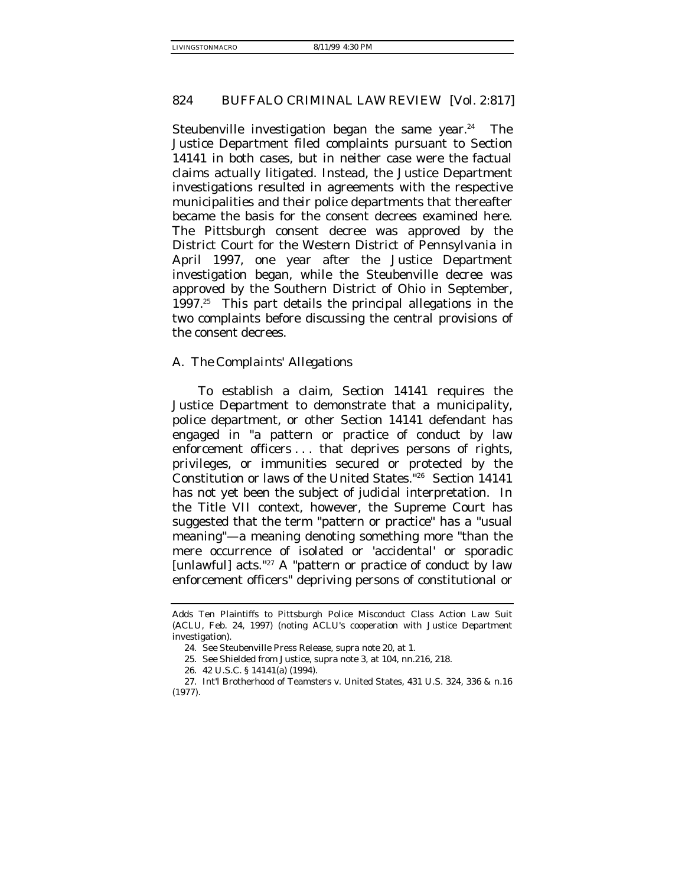Steubenville investigation began the same year.[24] The Justice Department filed complaints pursuant to Section 14141 in both cases, but in neither case were the factual claims actually litigated. Instead, the Justice Department investigations resulted in agreements with the respective municipalities and their police departments that thereafter became the basis for the consent decrees examined here. The Pittsburgh consent decree was approved by the District Court for the Western District of Pennsylvania in April 1997, one year after the Justice Department investigation began, while the Steubenville decree was approved by the Southern District of Ohio in September, 1997.[25] This part details the principal allegations in the two complaints before discussing the central provisions of the consent decrees.

## A. The Complaints' Allegations

To establish a claim, Section 14141 requires the Justice Department to demonstrate that a municipality, police department, or other Section 14141 defendant has engaged in "a pattern or practice of conduct by law enforcement officers . . . that deprives persons of rights, privileges, or immunities secured or protected by the Constitution or laws of the United States."[26] Section 14141 has not yet been the subject of judicial interpretation. In the Title VII context, however, the Supreme Court has suggested that the term "pattern or practice" has a "usual meaning"—a meaning denoting something more "than the mere occurrence of isolated or 'accidental' or sporadic [unlawful] acts."[27] A "pattern or practice of conduct by law enforcement officers" depriving persons of constitutional or

---

Adds Ten Plaintiffs to Pittsburgh Police Misconduct Class Action Law Suit (ACLU, Feb. 24, 1997) (noting ACLU's cooperation with Justice Department investigation).

24. *See* Steubenville Press Release, *supra* note 20, at 1.

25. *See* Shielded from Justice, *supra* note 3, at 104, nn.216, 218.

26. 42 U.S.C. § 14141(a) (1994).

27. Int'l Brotherhood of Teamsters v. United States, 431 U.S. 324, 336 & n.16 (1977).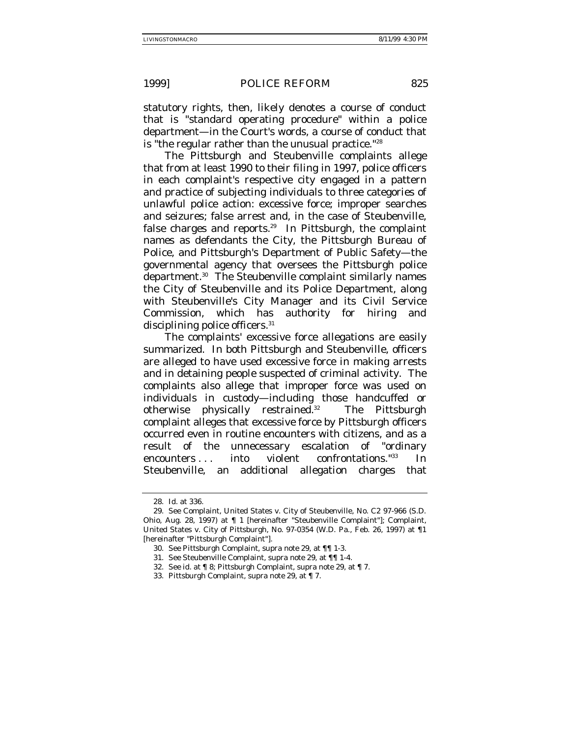statutory rights, then, likely denotes a course of conduct that is "standard operating procedure" within a police department—in the Court's words, a course of conduct that is "the regular rather than the unusual practice."[28]

The Pittsburgh and Steubenville complaints allege that from at least 1990 to their filing in 1997, police officers in each complaint's respective city engaged in a pattern and practice of subjecting individuals to three categories of unlawful police action: excessive force; improper searches and seizures; false arrest and, in the case of Steubenville, false charges and reports.[29] In Pittsburgh, the complaint names as defendants the City, the Pittsburgh Bureau of Police, and Pittsburgh's Department of Public Safety—the governmental agency that oversees the Pittsburgh police department.[30] The Steubenville complaint similarly names the City of Steubenville and its Police Department, along with Steubenville's City Manager and its Civil Service Commission, which has authority for hiring and disciplining police officers.[31]

The complaints' excessive force allegations are easily summarized. In both Pittsburgh and Steubenville, officers are alleged to have used excessive force in making arrests and in detaining people suspected of criminal activity. The complaints also allege that improper force was used on individuals in custody—including those handcuffed or otherwise physically restrained.[32] The Pittsburgh complaint alleges that excessive force by Pittsburgh officers occurred even in routine encounters with citizens, and as a result of the unnecessary escalation of "ordinary encounters . . . into violent confrontations."[33] In Steubenville, an additional allegation charges that

---

28. *Id.* at 336.

29. *See* Complaint, United States v. City of Steubenville, No. C2 97-966 (S.D. Ohio, Aug. 28, 1997) at ¶ 1 [hereinafter "Steubenville Complaint"]; Complaint, United States v. City of Pittsburgh, No. 97-0354 (W.D. Pa., Feb. 26, 1997) at ¶1 [hereinafter "Pittsburgh Complaint"].

30. *See* Pittsburgh Complaint, *supra* note 29, at ¶¶ 1-3.

31. *See* Steubenville Complaint, *supra* note 29, at ¶¶ 1-4.

32. *See id.* at ¶ 8; Pittsburgh Complaint, *supra* note 29, at ¶ 7.

33. Pittsburgh Complaint, *supra* note 29, at ¶ 7.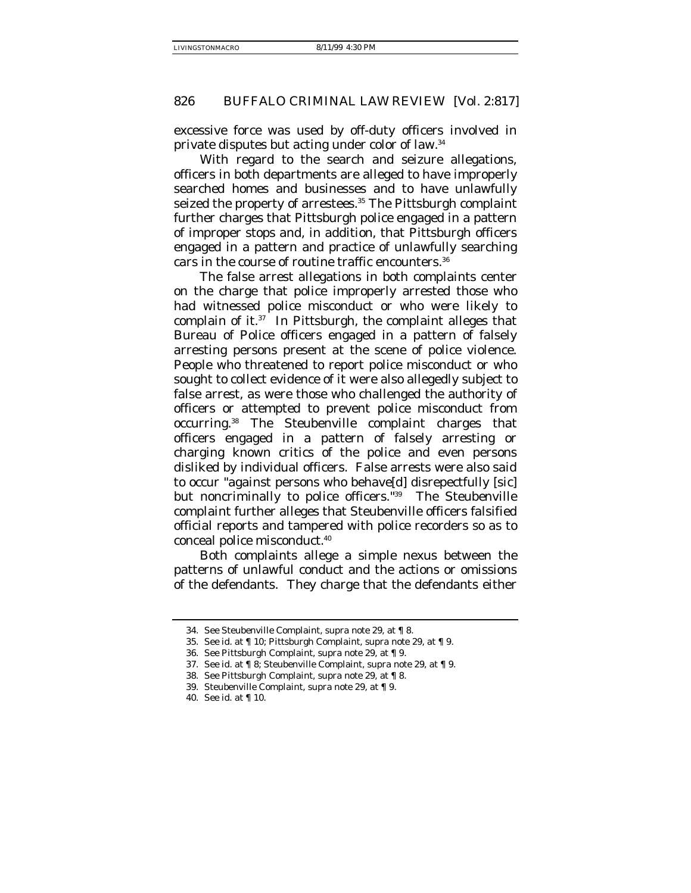excessive force was used by off-duty officers involved in private disputes but acting under color of law.[34]

With regard to the search and seizure allegations, officers in both departments are alleged to have improperly searched homes and businesses and to have unlawfully seized the property of arrestees.[35] The Pittsburgh complaint further charges that Pittsburgh police engaged in a pattern of improper stops and, in addition, that Pittsburgh officers engaged in a pattern and practice of unlawfully searching cars in the course of routine traffic encounters.[36]

The false arrest allegations in both complaints center on the charge that police improperly arrested those who had witnessed police misconduct or who were likely to complain of it.[37] In Pittsburgh, the complaint alleges that Bureau of Police officers engaged in a pattern of falsely arresting persons present at the scene of police violence. People who threatened to report police misconduct or who sought to collect evidence of it were also allegedly subject to false arrest, as were those who challenged the authority of officers or attempted to prevent police misconduct from occurring.[38] The Steubenville complaint charges that officers engaged in a pattern of falsely arresting or charging known critics of the police and even persons disliked by individual officers. False arrests were also said to occur "against persons who behave[d] disrepectfully [sic] but noncriminally to police officers."[39] The Steubenville complaint further alleges that Steubenville officers falsified official reports and tampered with police recorders so as to conceal police misconduct.[40]

Both complaints allege a simple nexus between the patterns of unlawful conduct and the actions or omissions of the defendants. They charge that the defendants either

---

34. *See* Steubenville Complaint, *supra* note 29, at ¶ 8.

35. *See id.* at ¶ 10; Pittsburgh Complaint, *supra* note 29, at ¶ 9.

36. *See* Pittsburgh Complaint, *supra* note 29, at ¶ 9.

37. *See id.* at ¶ 8; Steubenville Complaint, *supra* note 29, at ¶ 9.

38. *See* Pittsburgh Complaint, *supra* note 29, at ¶ 8.

39. Steubenville Complaint, *supra* note 29, at ¶ 9.

40. *See id.* at ¶ 10.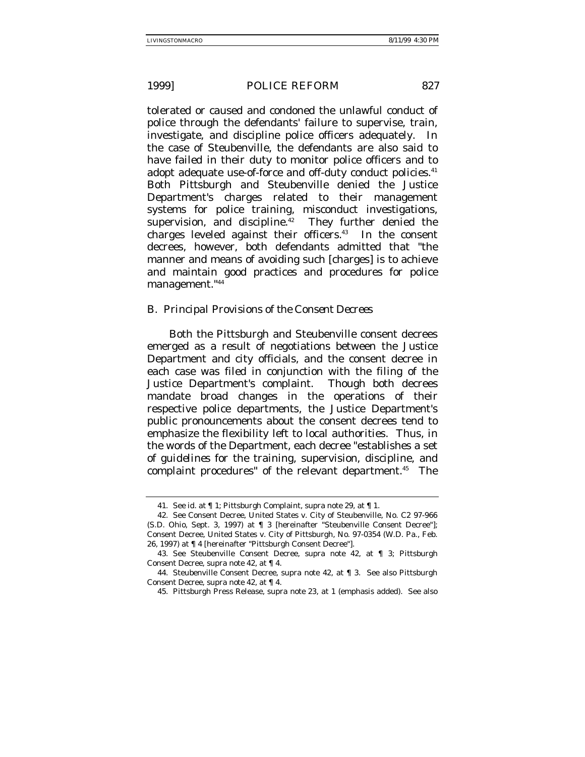tolerated or caused and condoned the unlawful conduct of police through the defendants' failure to supervise, train, investigate, and discipline police officers adequately. In the case of Steubenville, the defendants are also said to have failed in their duty to monitor police officers and to adopt adequate use-of-force and off-duty conduct policies.[41] Both Pittsburgh and Steubenville denied the Justice Department's charges related to their management systems for police training, misconduct investigations, supervision, and discipline.[42] They further denied the charges leveled against their officers.[43] In the consent decrees, however, both defendants admitted that "the manner and means of avoiding such [charges] is to achieve and maintain good practices and procedures for police management."[44]

### B. Principal Provisions of the Consent Decrees

Both the Pittsburgh and Steubenville consent decrees emerged as a result of negotiations between the Justice Department and city officials, and the consent decree in each case was filed in conjunction with the filing of the Justice Department's complaint. Though both decrees mandate broad changes in the operations of their respective police departments, the Justice Department's public pronouncements about the consent decrees tend to emphasize the flexibility left to local authorities. Thus, in the words of the Department, each decree "establishes a set of *guidelines* for the training, supervision, discipline, and complaint procedures" of the relevant department.[45] The

---

41. *See id.* at ¶ 1; Pittsburgh Complaint, *supra* note 29, at ¶ 1.

42. *See* Consent Decree, United States v. City of Steubenville, No. C2 97-966 (S.D. Ohio, Sept. 3, 1997) at ¶ 3 [hereinafter "Steubenville Consent Decree"]; Consent Decree, United States v. City of Pittsburgh, No. 97-0354 (W.D. Pa., Feb. 26, 1997) at ¶ 4 [hereinafter "Pittsburgh Consent Decree"].

43. *See* Steubenville Consent Decree, *supra* note 42, at ¶ 3; Pittsburgh Consent Decree, *supra* note 42, at ¶ 4.

44. Steubenville Consent Decree, *supra* note 42, at ¶ 3. *See also* Pittsburgh Consent Decree, *supra* note 42, at ¶ 4.

45. Pittsburgh Press Release, *supra* note 23, at 1 (emphasis added). *See also*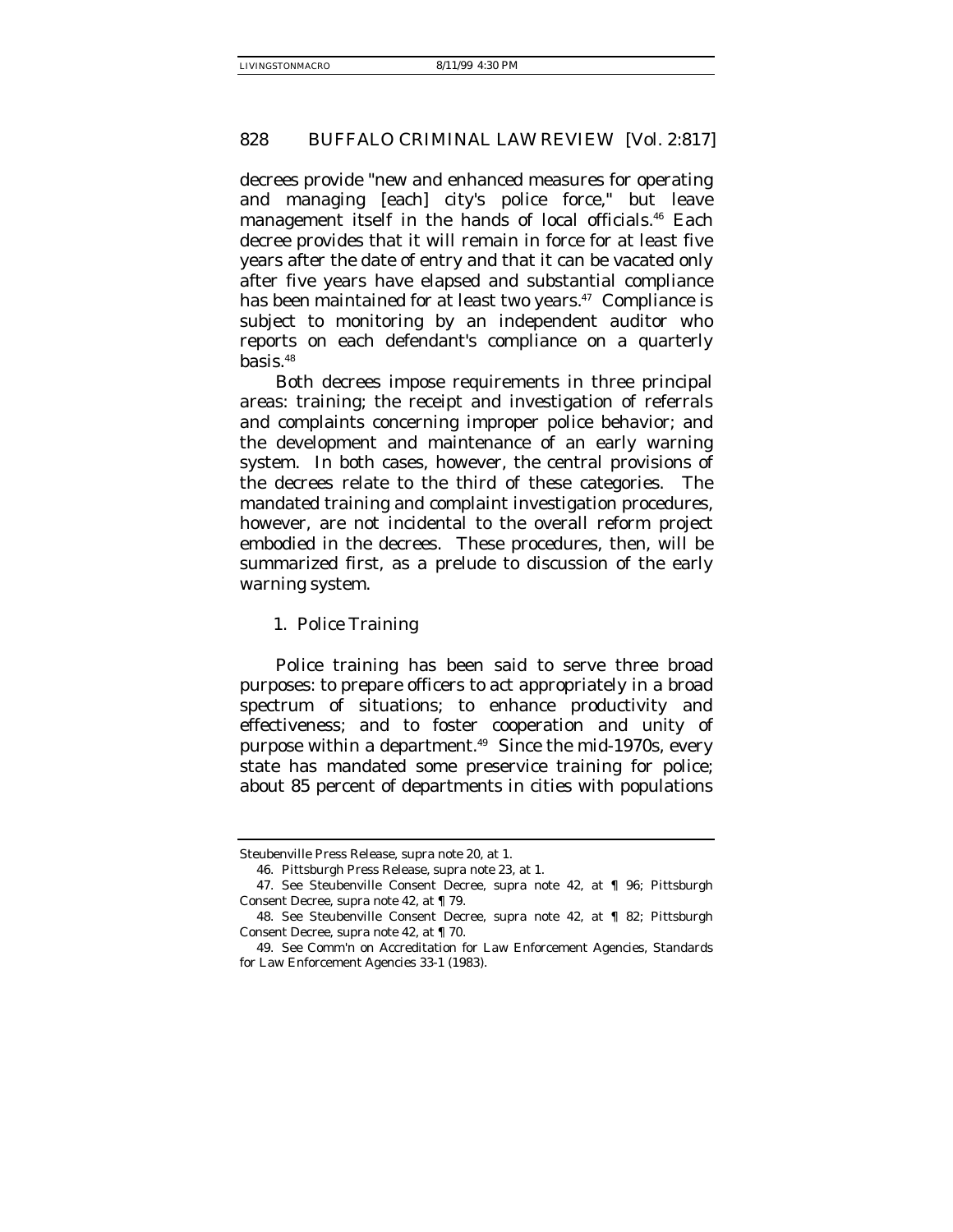decrees provide "new and enhanced measures for operating and managing [each] city's police force," but leave management itself in the hands of local officials.[46] Each decree provides that it will remain in force for at least five years after the date of entry and that it can be vacated only after five years have elapsed and substantial compliance has been maintained for at least two years.[47] Compliance is subject to monitoring by an independent auditor who reports on each defendant's compliance on a quarterly basis.[48]

Both decrees impose requirements in three principal areas: training; the receipt and investigation of referrals and complaints concerning improper police behavior; and the development and maintenance of an early warning system. In both cases, however, the central provisions of the decrees relate to the third of these categories. The mandated training and complaint investigation procedures, however, are not incidental to the overall reform project embodied in the decrees. These procedures, then, will be summarized first, as a prelude to discussion of the early warning system.

### 1. Police Training

Police training has been said to serve three broad purposes: to prepare officers to act appropriately in a broad spectrum of situations; to enhance productivity and effectiveness; and to foster cooperation and unity of purpose within a department.[49] Since the mid-1970s, every state has mandated some preservice training for police; about 85 percent of departments in cities with populations

---

Steubenville Press Release, supra note 20, at 1.

46. Pittsburgh Press Release, supra note 23, at 1.

47. See Steubenville Consent Decree, supra note 42, at ¶ 96; Pittsburgh Consent Decree, supra note 42, at ¶ 79.

48. See Steubenville Consent Decree, supra note 42, at ¶ 82; Pittsburgh Consent Decree, supra note 42, at ¶ 70.

49. See Comm'n on Accreditation for Law Enforcement Agencies, Standards for Law Enforcement Agencies 33-1 (1983).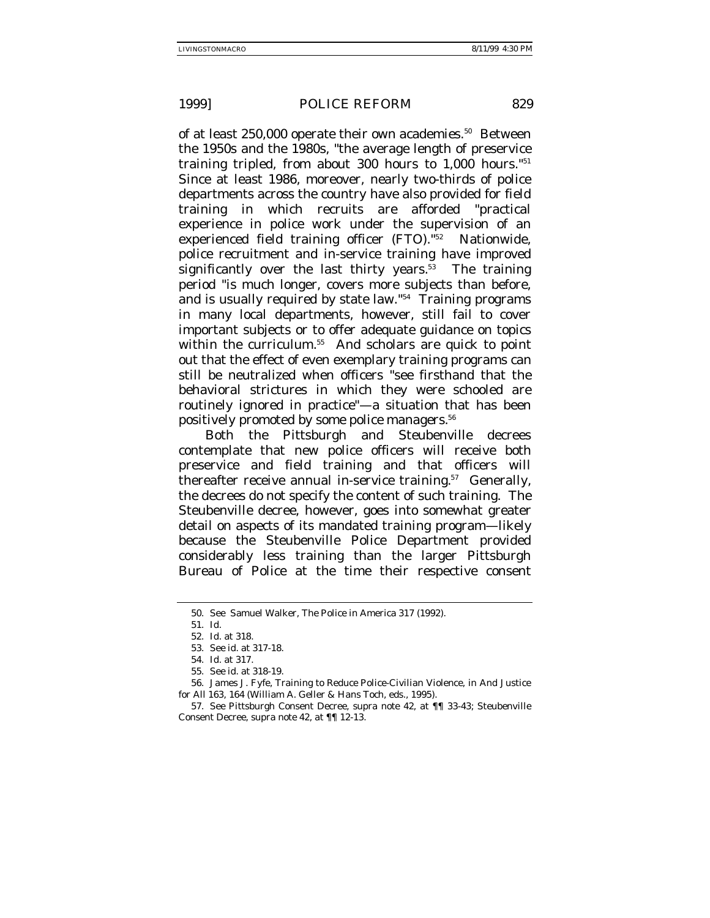of at least 250,000 operate their own academies.[50] Between the 1950s and the 1980s, "the average length of preservice training tripled, from about 300 hours to 1,000 hours."[51] Since at least 1986, moreover, nearly two-thirds of police departments across the country have also provided for field training in which recruits are afforded "practical experience in police work under the supervision of an experienced field training officer (FTO)."[52] Nationwide, police recruitment and in-service training have improved significantly over the last thirty years.[53] The training period "is much longer, covers more subjects than before, and is usually required by state law."[54] Training programs in many local departments, however, still fail to cover important subjects or to offer adequate guidance on topics within the curriculum.[55] And scholars are quick to point out that the effect of even exemplary training programs can still be neutralized when officers "see firsthand that the behavioral strictures in which they were schooled are routinely ignored in practice"—a situation that has been positively promoted by some police managers.[56]

Both the Pittsburgh and Steubenville decrees contemplate that new police officers will receive both preservice and field training and that officers will thereafter receive annual in-service training.[57] Generally, the decrees do not specify the content of such training. The Steubenville decree, however, goes into somewhat greater detail on aspects of its mandated training program—likely because the Steubenville Police Department provided considerably less training than the larger Pittsburgh Bureau of Police at the time their respective consent

50. *See* Samuel Walker, The Police in America 317 (1992).

51. *Id.*

52. *Id.* at 318.

53. *See id.* at 317-18.

54. *Id.* at 317.

55. *See id.* at 318-19.

56. James J. Fyfe, *Training to Reduce Police-Civilian Violence*, *in* And Justice for All 163, 164 (William A. Geller & Hans Toch, eds., 1995).

57. *See* Pittsburgh Consent Decree, *supra* note 42, at ¶¶ 33-43; Steubenville Consent Decree, *supra* note 42, at ¶¶ 12-13.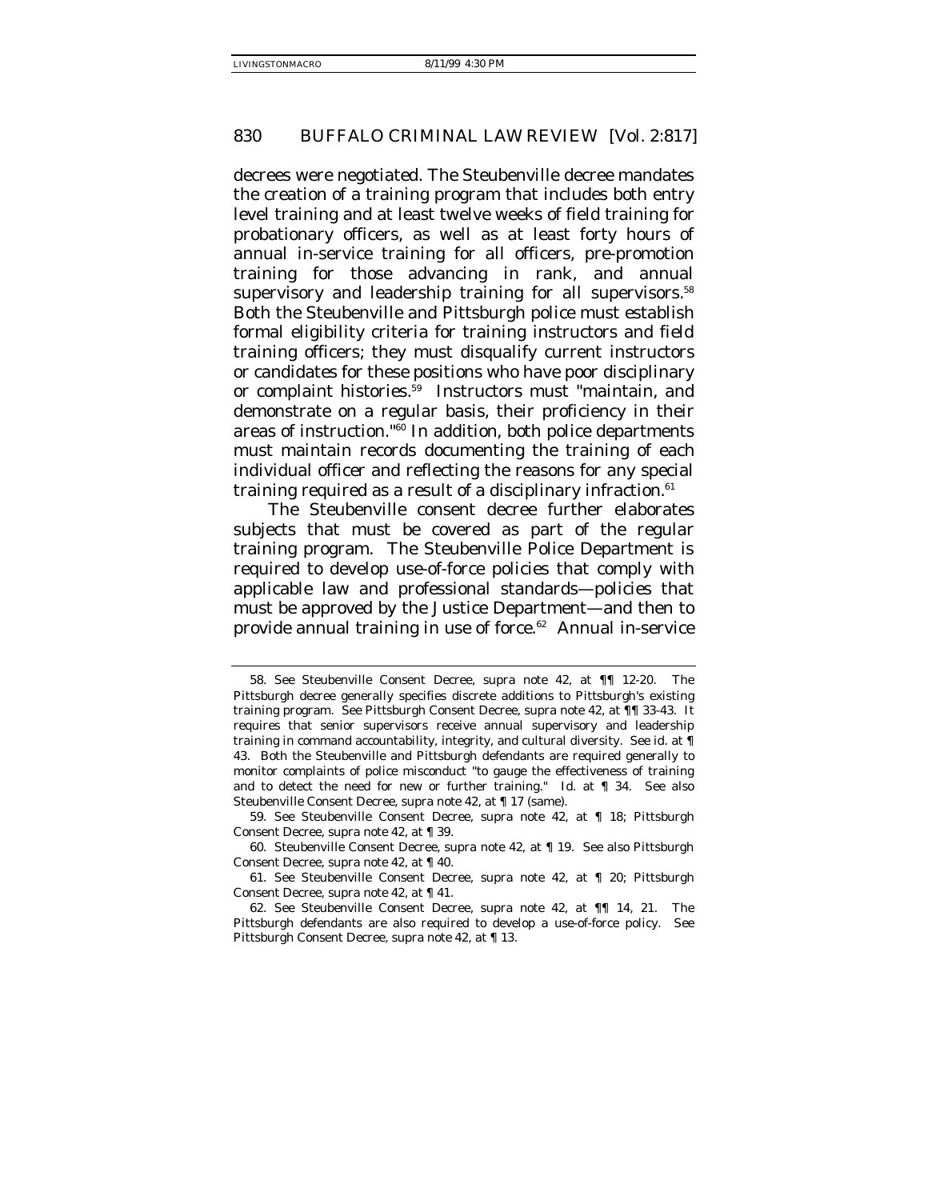decrees were negotiated. The Steubenville decree mandates the creation of a training program that includes both entry level training and at least twelve weeks of field training for probationary officers, as well as at least forty hours of annual in-service training for all officers, pre-promotion training for those advancing in rank, and annual supervisory and leadership training for all supervisors.[58] Both the Steubenville and Pittsburgh police must establish formal eligibility criteria for training instructors and field training officers; they must disqualify current instructors or candidates for these positions who have poor disciplinary or complaint histories.[59] Instructors must "maintain, and demonstrate on a regular basis, their proficiency in their areas of instruction."[60] In addition, both police departments must maintain records documenting the training of each individual officer and reflecting the reasons for any special training required as a result of a disciplinary infraction.[61]

The Steubenville consent decree further elaborates subjects that must be covered as part of the regular training program. The Steubenville Police Department is required to develop use-of-force policies that comply with applicable law and professional standards—policies that must be approved by the Justice Department—and then to provide annual training in use of force.[62] Annual in-service

---

58. *See* Steubenville Consent Decree, *supra* note 42, at ¶¶ 12-20. The Pittsburgh decree generally specifies discrete additions to Pittsburgh's existing training program. *See* Pittsburgh Consent Decree, *supra* note 42, at ¶¶ 33-43. It requires that senior supervisors receive annual supervisory and leadership training in command accountability, integrity, and cultural diversity. *See id.* at ¶ 43. Both the Steubenville and Pittsburgh defendants are required generally to monitor complaints of police misconduct "to gauge the effectiveness of training and to detect the need for new or further training." *Id.* at ¶ 34. *See also* Steubenville Consent Decree, *supra* note 42, at ¶ 17 (same).

59. *See* Steubenville Consent Decree, *supra* note 42, at ¶ 18; Pittsburgh Consent Decree, *supra* note 42, at ¶ 39.

60. Steubenville Consent Decree, *supra* note 42, at ¶ 19. *See also* Pittsburgh Consent Decree, *supra* note 42, at ¶ 40.

61. *See* Steubenville Consent Decree, *supra* note 42, at ¶ 20; Pittsburgh Consent Decree, *supra* note 42, at ¶ 41.

62. *See* Steubenville Consent Decree, *supra* note 42, at ¶¶ 14, 21. The Pittsburgh defendants are also required to develop a use-of-force policy. *See* Pittsburgh Consent Decree, *supra* note 42, at ¶ 13.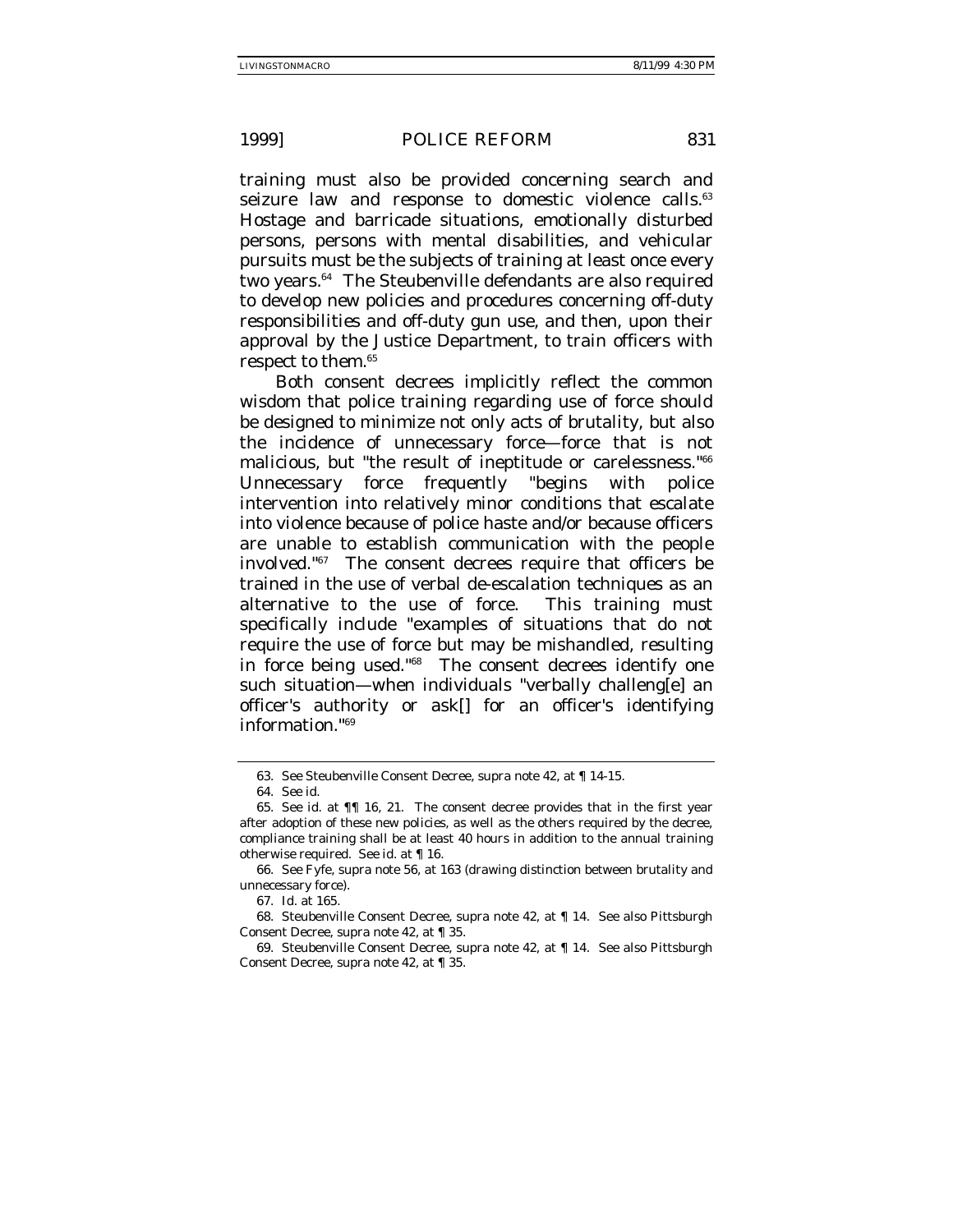training must also be provided concerning search and seizure law and response to domestic violence calls.[63] Hostage and barricade situations, emotionally disturbed persons, persons with mental disabilities, and vehicular pursuits must be the subjects of training at least once every two years.[64] The Steubenville defendants are also required to develop new policies and procedures concerning off-duty responsibilities and off-duty gun use, and then, upon their approval by the Justice Department, to train officers with respect to them.[65]

Both consent decrees implicitly reflect the common wisdom that police training regarding use of force should be designed to minimize not only acts of brutality, but also the incidence of unnecessary force—force that is not malicious, but "the result of ineptitude or carelessness."[66] Unnecessary force frequently "begins with police intervention into relatively minor conditions that escalate into violence because of police haste and/or because officers are unable to establish communication with the people involved."[67] The consent decrees require that officers be trained in the use of verbal de-escalation techniques as an alternative to the use of force. This training must specifically include "examples of situations that do not require the use of force but may be mishandled, resulting in force being used."[68] The consent decrees identify one such situation—when individuals "verbally challeng[e] an officer's authority or ask[] for an officer's identifying information."[69]

---

63. *See* Steubenville Consent Decree, *supra* note 42, at ¶ 14-15.

64. *See id.*

65. *See id.* at ¶¶ 16, 21. The consent decree provides that in the first year after adoption of these new policies, as well as the others required by the decree, compliance training shall be at least 40 hours in addition to the annual training otherwise required. *See id.* at ¶ 16.

66. *See* Fyfe, *supra* note 56, at 163 (drawing distinction between brutality and unnecessary force).

67. *Id.* at 165.

68. Steubenville Consent Decree, *supra* note 42, at ¶ 14. *See also* Pittsburgh Consent Decree, *supra* note 42, at ¶ 35.

69. Steubenville Consent Decree, *supra* note 42, at ¶ 14. *See also* Pittsburgh Consent Decree, *supra* note 42, at ¶ 35.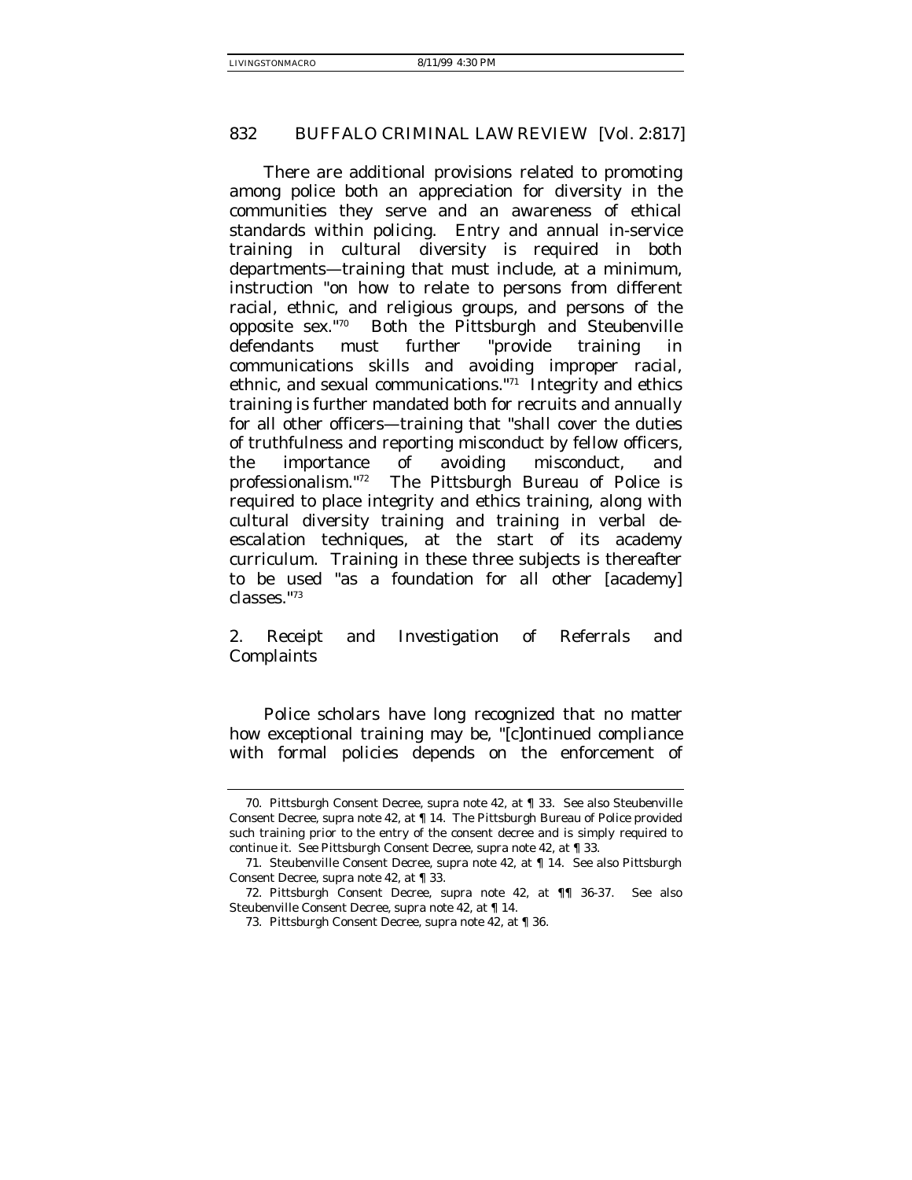There are additional provisions related to promoting among police both an appreciation for diversity in the communities they serve and an awareness of ethical standards within policing. Entry and annual in-service training in cultural diversity is required in both departments—training that must include, at a minimum, instruction "on how to relate to persons from different racial, ethnic, and religious groups, and persons of the opposite sex."[70] Both the Pittsburgh and Steubenville defendants must further "provide training in communications skills and avoiding improper racial, ethnic, and sexual communications."[71] Integrity and ethics training is further mandated both for recruits and annually for all other officers—training that "shall cover the duties of truthfulness and reporting misconduct by fellow officers, the importance of avoiding misconduct, and professionalism."[72] The Pittsburgh Bureau of Police is required to place integrity and ethics training, along with cultural diversity training and training in verbal de-escalation techniques, at the start of its academy curriculum. Training in these three subjects is thereafter to be used "as a foundation for all other [academy] classes."[73]

### 2. Receipt and Investigation of Referrals and Complaints

Police scholars have long recognized that no matter how exceptional training may be, "[c]ontinued compliance with formal policies depends on the enforcement of

---

70. Pittsburgh Consent Decree, *supra* note 42, at ¶ 33. *See also* Steubenville Consent Decree, *supra* note 42, at ¶ 14. The Pittsburgh Bureau of Police provided such training prior to the entry of the consent decree and is simply required to continue it. *See* Pittsburgh Consent Decree, *supra* note 42, at ¶ 33.

71. Steubenville Consent Decree, *supra* note 42, at ¶ 14. *See also* Pittsburgh Consent Decree, *supra* note 42, at ¶ 33.

72. Pittsburgh Consent Decree, *supra* note 42, at ¶¶ 36-37. *See also* Steubenville Consent Decree, *supra* note 42, at ¶ 14.

73. Pittsburgh Consent Decree, *supra* note 42, at ¶ 36.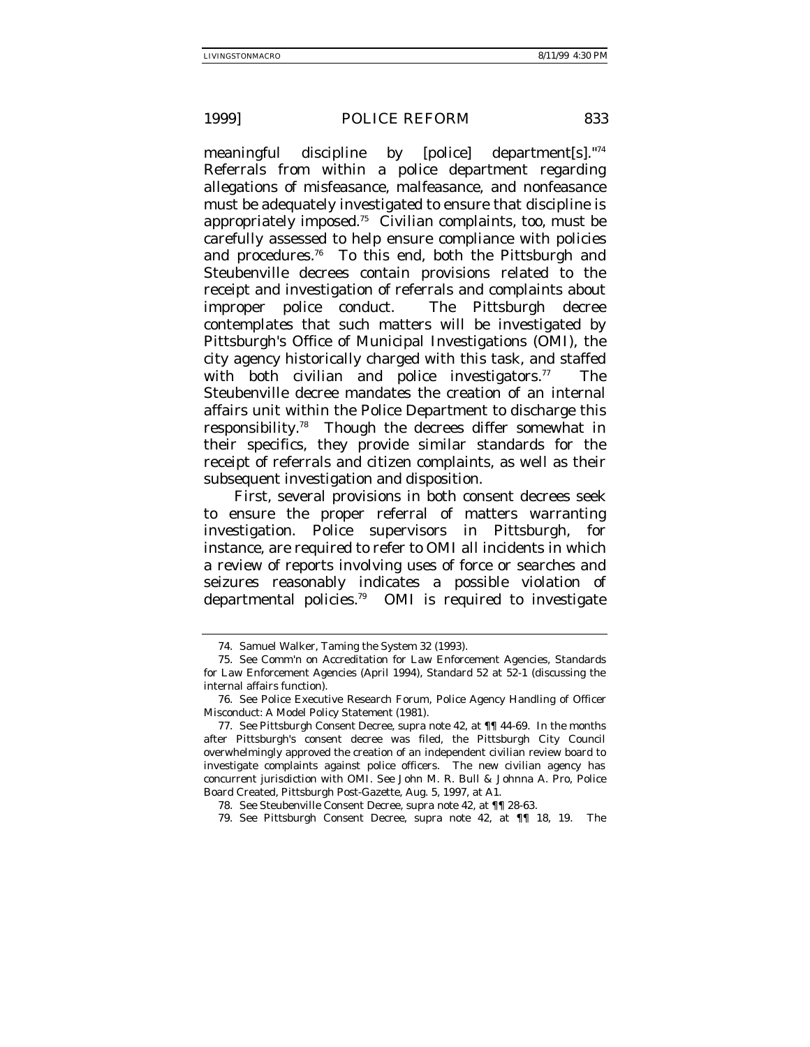meaningful discipline by [police] department[s]."[74] Referrals from within a police department regarding allegations of misfeasance, malfeasance, and nonfeasance must be adequately investigated to ensure that discipline is appropriately imposed.[75] Civilian complaints, too, must be carefully assessed to help ensure compliance with policies and procedures.[76] To this end, both the Pittsburgh and Steubenville decrees contain provisions related to the receipt and investigation of referrals and complaints about improper police conduct. The Pittsburgh decree contemplates that such matters will be investigated by Pittsburgh's Office of Municipal Investigations (OMI), the city agency historically charged with this task, and staffed with both civilian and police investigators.[77] The Steubenville decree mandates the creation of an internal affairs unit within the Police Department to discharge this responsibility.[78] Though the decrees differ somewhat in their specifics, they provide similar standards for the receipt of referrals and citizen complaints, as well as their subsequent investigation and disposition.

First, several provisions in both consent decrees seek to ensure the proper referral of matters warranting investigation. Police supervisors in Pittsburgh, for instance, are required to refer to OMI all incidents in which a review of reports involving uses of force or searches and seizures reasonably indicates a possible violation of departmental policies.[79] OMI is required to investigate

---

74. Samuel Walker, Taming the System 32 (1993).

75. See Comm'n on Accreditation for Law Enforcement Agencies, Standards for Law Enforcement Agencies (April 1994), Standard 52 at 52-1 (discussing the internal affairs function).

76. See Police Executive Research Forum, Police Agency Handling of Officer Misconduct: A Model Policy Statement (1981).

77. See Pittsburgh Consent Decree, supra note 42, at ¶¶ 44-69. In the months after Pittsburgh's consent decree was filed, the Pittsburgh City Council overwhelmingly approved the creation of an independent civilian review board to investigate complaints against police officers. The new civilian agency has concurrent jurisdiction with OMI. See John M. R. Bull & Johnna A. Pro, Police Board Created, Pittsburgh Post-Gazette, Aug. 5, 1997, at A1.

78. See Steubenville Consent Decree, supra note 42, at ¶¶ 28-63.

79. See Pittsburgh Consent Decree, supra note 42, at ¶¶ 18, 19. The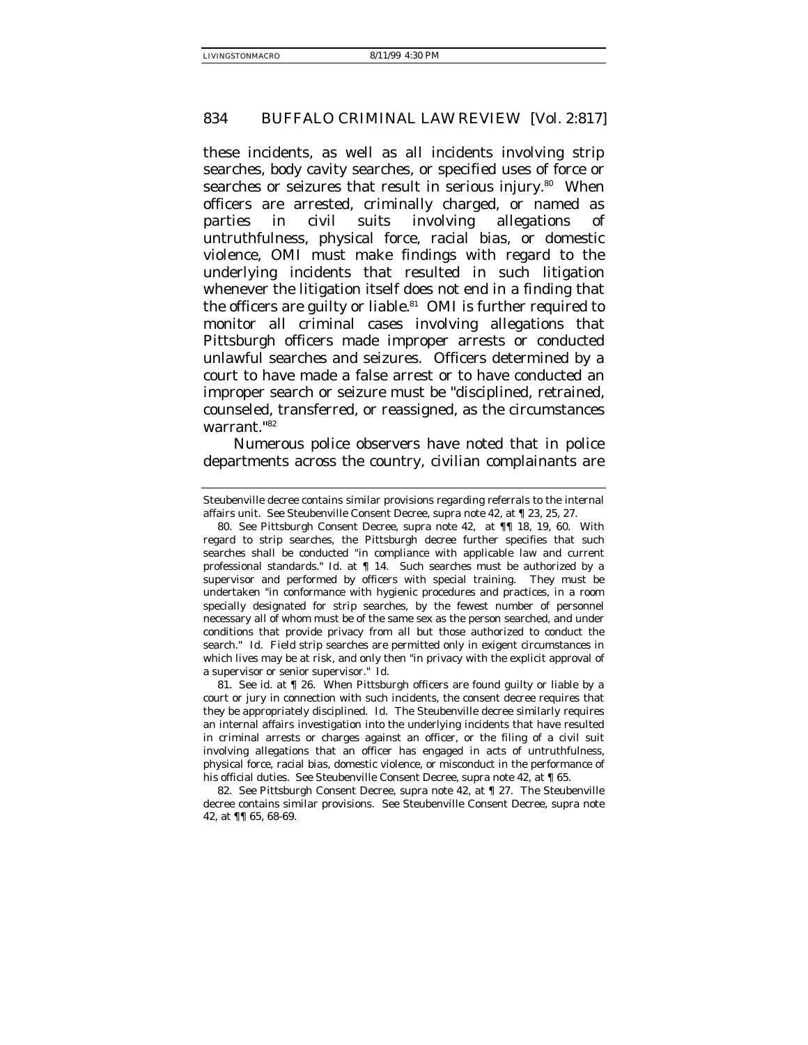these incidents, as well as all incidents involving strip searches, body cavity searches, or specified uses of force or searches or seizures that result in serious injury.[80] When officers are arrested, criminally charged, or named as parties in civil suits involving allegations of untruthfulness, physical force, racial bias, or domestic violence, OMI must make findings with regard to the underlying incidents that resulted in such litigation whenever the litigation itself does not end in a finding that the officers are guilty or liable.[81] OMI is further required to monitor all criminal cases involving allegations that Pittsburgh officers made improper arrests or conducted unlawful searches and seizures. Officers determined by a court to have made a false arrest or to have conducted an improper search or seizure must be "disciplined, retrained, counseled, transferred, or reassigned, as the circumstances warrant."[82]

Numerous police observers have noted that in police departments across the country, civilian complainants are

---

Steubenville decree contains similar provisions regarding referrals to the internal affairs unit. *See* Steubenville Consent Decree, *supra* note 42, at ¶ 23, 25, 27.

80. *See* Pittsburgh Consent Decree, *supra* note 42, at ¶¶ 18, 19, 60. With regard to strip searches, the Pittsburgh decree further specifies that such searches shall be conducted "in compliance with applicable law and current professional standards." *Id.* at ¶ 14. Such searches must be authorized by a supervisor and performed by officers with special training. They must be undertaken "in conformance with hygienic procedures and practices, in a room specially designated for strip searches, by the fewest number of personnel necessary all of whom must be of the same sex as the person searched, and under conditions that provide privacy from all but those authorized to conduct the search." *Id.* Field strip searches are permitted only in exigent circumstances in which lives may be at risk, and only then "in privacy with the explicit approval of a supervisor or senior supervisor." *Id.*

81. *See id.* at ¶ 26. When Pittsburgh officers are found guilty or liable by a court or jury in connection with such incidents, the consent decree requires that they be appropriately disciplined. *Id.* The Steubenville decree similarly requires an internal affairs investigation into the underlying incidents that have resulted in criminal arrests or charges against an officer, or the filing of a civil suit involving allegations that an officer has engaged in acts of untruthfulness, physical force, racial bias, domestic violence, or misconduct in the performance of his official duties. *See* Steubenville Consent Decree, *supra* note 42, at ¶ 65.

82. *See* Pittsburgh Consent Decree, *supra* note 42, at ¶ 27. The Steubenville decree contains similar provisions. *See* Steubenville Consent Decree, *supra* note 42, at ¶¶ 65, 68-69.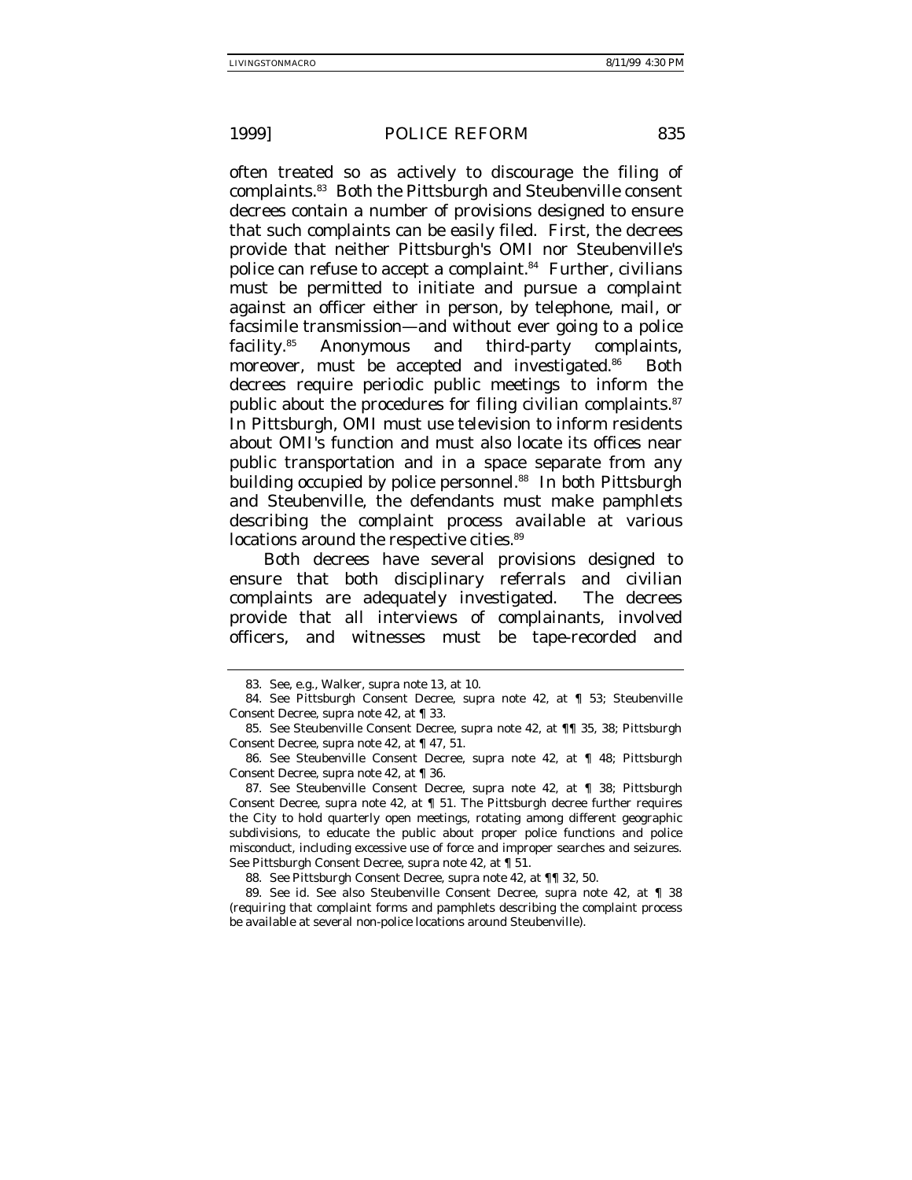often treated so as actively to discourage the filing of complaints.[83] Both the Pittsburgh and Steubenville consent decrees contain a number of provisions designed to ensure that such complaints can be easily filed. First, the decrees provide that neither Pittsburgh's OMI nor Steubenville's police can refuse to accept a complaint.[84] Further, civilians must be permitted to initiate and pursue a complaint against an officer either in person, by telephone, mail, or facsimile transmission—and without ever going to a police facility.[85] Anonymous and third-party complaints, moreover, must be accepted and investigated.[86] Both decrees require periodic public meetings to inform the public about the procedures for filing civilian complaints.[87] In Pittsburgh, OMI must use television to inform residents about OMI's function and must also locate its offices near public transportation and in a space separate from any building occupied by police personnel.[88] In both Pittsburgh and Steubenville, the defendants must make pamphlets describing the complaint process available at various locations around the respective cities.[89]

Both decrees have several provisions designed to ensure that both disciplinary referrals and civilian complaints are adequately investigated. The decrees provide that all interviews of complainants, involved officers, and witnesses must be tape-recorded and

---

83. *See, e.g.*, Walker, *supra* note 13, at 10.

84. *See* Pittsburgh Consent Decree, *supra* note 42, at ¶ 53; Steubenville Consent Decree, *supra* note 42, at ¶ 33.

85. *See* Steubenville Consent Decree, *supra* note 42, at ¶¶ 35, 38; Pittsburgh Consent Decree, *supra* note 42, at ¶ 47, 51.

86. *See* Steubenville Consent Decree, *supra* note 42, at ¶ 48; Pittsburgh Consent Decree, *supra* note 42, at ¶ 36.

87. *See* Steubenville Consent Decree, *supra* note 42, at ¶ 38; Pittsburgh Consent Decree, *supra* note 42, at ¶ 51. The Pittsburgh decree further requires the City to hold quarterly open meetings, rotating among different geographic subdivisions, to educate the public about proper police functions and police misconduct, including excessive use of force and improper searches and seizures. *See* Pittsburgh Consent Decree, *supra* note 42, at ¶ 51.

88. *See* Pittsburgh Consent Decree, *supra* note 42, at ¶¶ 32, 50.

89. *See id. See also* Steubenville Consent Decree, *supra* note 42, at ¶ 38 (requiring that complaint forms and pamphlets describing the complaint process be available at several non-police locations around Steubenville).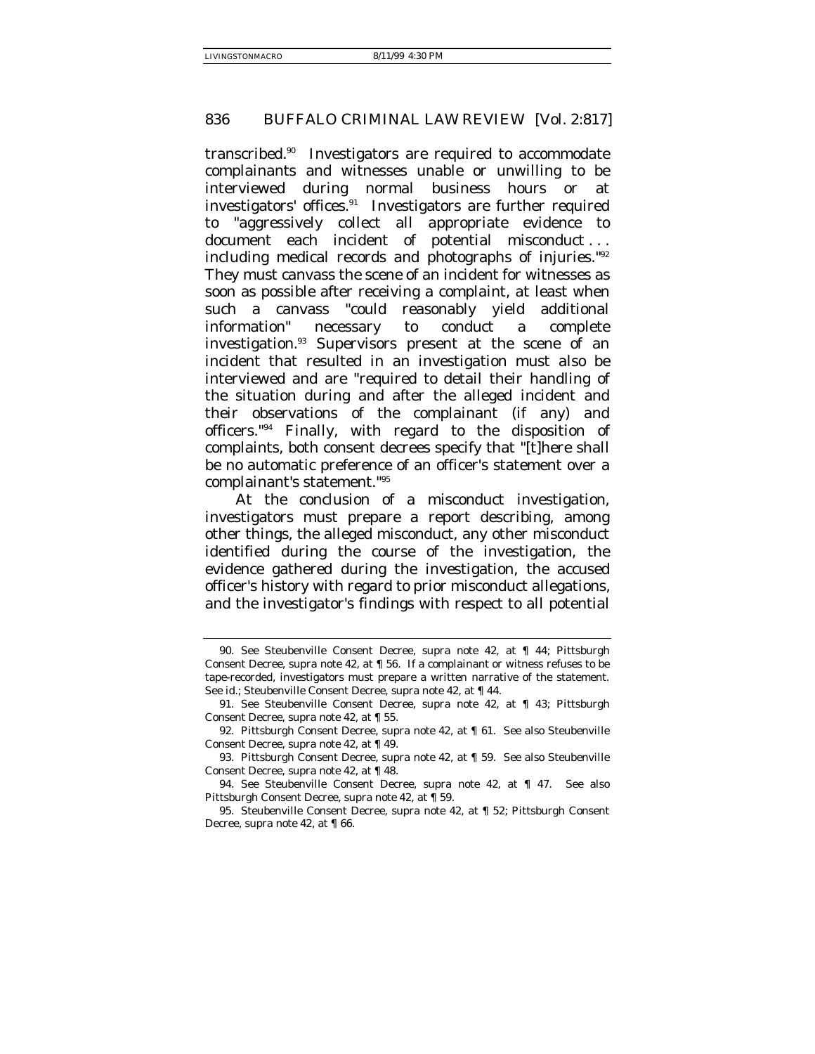transcribed.[90] Investigators are required to accommodate complainants and witnesses unable or unwilling to be interviewed during normal business hours or at investigators' offices.[91] Investigators are further required to "aggressively collect all appropriate evidence to document each incident of potential misconduct . . . including medical records and photographs of injuries."[92] They must canvass the scene of an incident for witnesses as soon as possible after receiving a complaint, at least when such a canvass "could reasonably yield additional information" necessary to conduct a complete investigation.[93] Supervisors present at the scene of an incident that resulted in an investigation must also be interviewed and are "required to detail their handling of the situation during and after the alleged incident and their observations of the complainant (if any) and officers."[94] Finally, with regard to the disposition of complaints, both consent decrees specify that "[t]here shall be no automatic preference of an officer's statement over a complainant's statement."[95]

At the conclusion of a misconduct investigation, investigators must prepare a report describing, among other things, the alleged misconduct, any other misconduct identified during the course of the investigation, the evidence gathered during the investigation, the accused officer's history with regard to prior misconduct allegations, and the investigator's findings with respect to all potential

---

90. See Steubenville Consent Decree, supra note 42, at ¶ 44; Pittsburgh Consent Decree, supra note 42, at ¶ 56. If a complainant or witness refuses to be tape-recorded, investigators must prepare a written narrative of the statement. See id.; Steubenville Consent Decree, supra note 42, at ¶ 44.

91. See Steubenville Consent Decree, supra note 42, at ¶ 43; Pittsburgh Consent Decree, supra note 42, at ¶ 55.

92. Pittsburgh Consent Decree, supra note 42, at ¶ 61. See also Steubenville Consent Decree, supra note 42, at ¶ 49.

93. Pittsburgh Consent Decree, supra note 42, at ¶ 59. See also Steubenville Consent Decree, supra note 42, at ¶ 48.

94. See Steubenville Consent Decree, supra note 42, at ¶ 47. See also Pittsburgh Consent Decree, supra note 42, at ¶ 59.

95. Steubenville Consent Decree, supra note 42, at ¶ 52; Pittsburgh Consent Decree, supra note 42, at ¶ 66.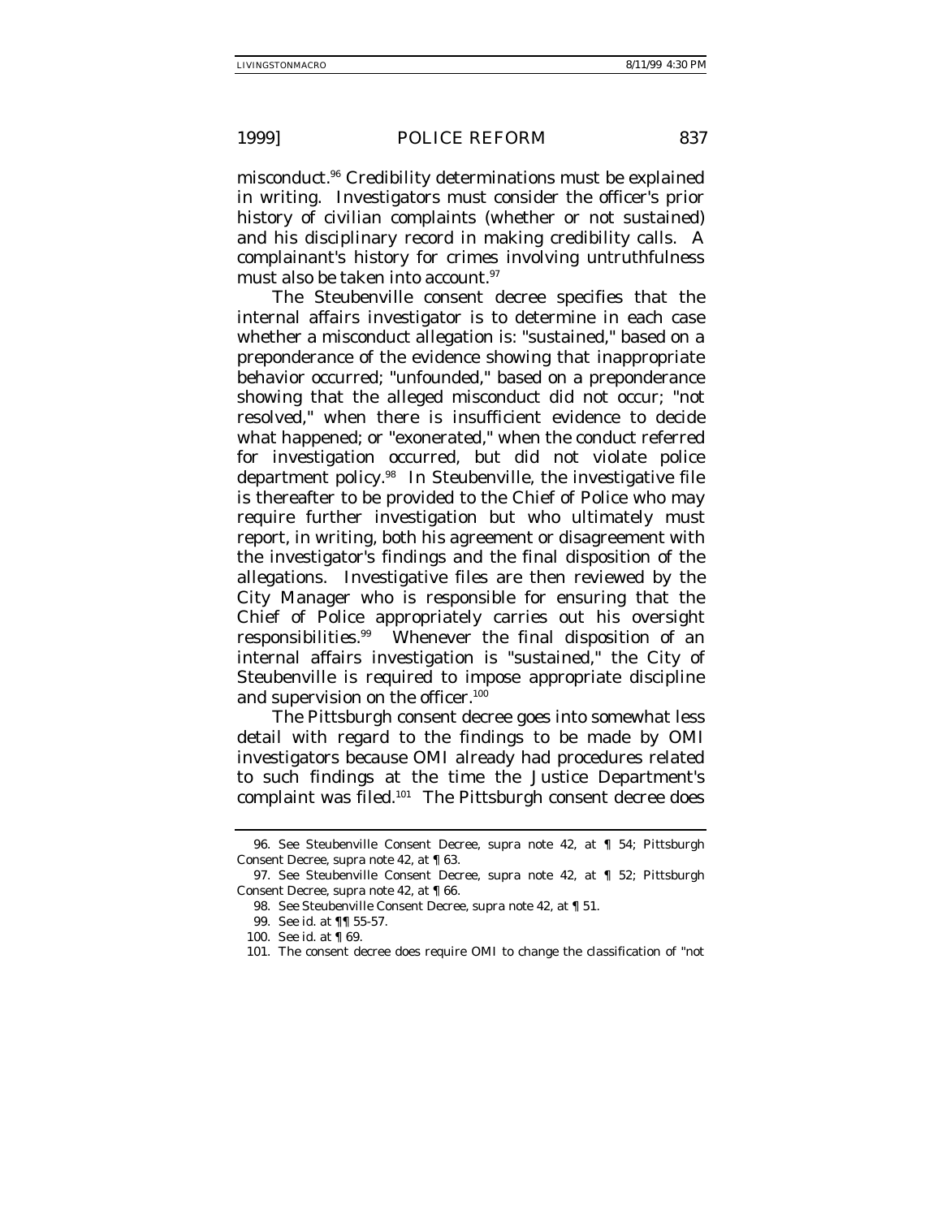misconduct.[96] Credibility determinations must be explained in writing. Investigators must consider the officer's prior history of civilian complaints (whether or not sustained) and his disciplinary record in making credibility calls. A complainant's history for crimes involving untruthfulness must also be taken into account.[97]

The Steubenville consent decree specifies that the internal affairs investigator is to determine in each case whether a misconduct allegation is: "sustained," based on a preponderance of the evidence showing that inappropriate behavior occurred; "unfounded," based on a preponderance showing that the alleged misconduct did not occur; "not resolved," when there is insufficient evidence to decide what happened; or "exonerated," when the conduct referred for investigation occurred, but did not violate police department policy.[98] In Steubenville, the investigative file is thereafter to be provided to the Chief of Police who may require further investigation but who ultimately must report, in writing, both his agreement or disagreement with the investigator's findings and the final disposition of the allegations. Investigative files are then reviewed by the City Manager who is responsible for ensuring that the Chief of Police appropriately carries out his oversight responsibilities.[99] Whenever the final disposition of an internal affairs investigation is "sustained," the City of Steubenville is required to impose appropriate discipline and supervision on the officer.[100]

The Pittsburgh consent decree goes into somewhat less detail with regard to the findings to be made by OMI investigators because OMI already had procedures related to such findings at the time the Justice Department's complaint was filed.[101] The Pittsburgh consent decree does

---

96. *See* Steubenville Consent Decree, *supra* note 42, at ¶ 54; Pittsburgh Consent Decree, *supra* note 42, at ¶ 63.

97. *See* Steubenville Consent Decree, *supra* note 42, at ¶ 52; Pittsburgh Consent Decree, *supra* note 42, at ¶ 66.

98. *See* Steubenville Consent Decree, *supra* note 42, at ¶ 51.

99. *See id.* at ¶¶ 55-57.

100. *See id.* at ¶ 69.

101. The consent decree does require OMI to change the classification of "not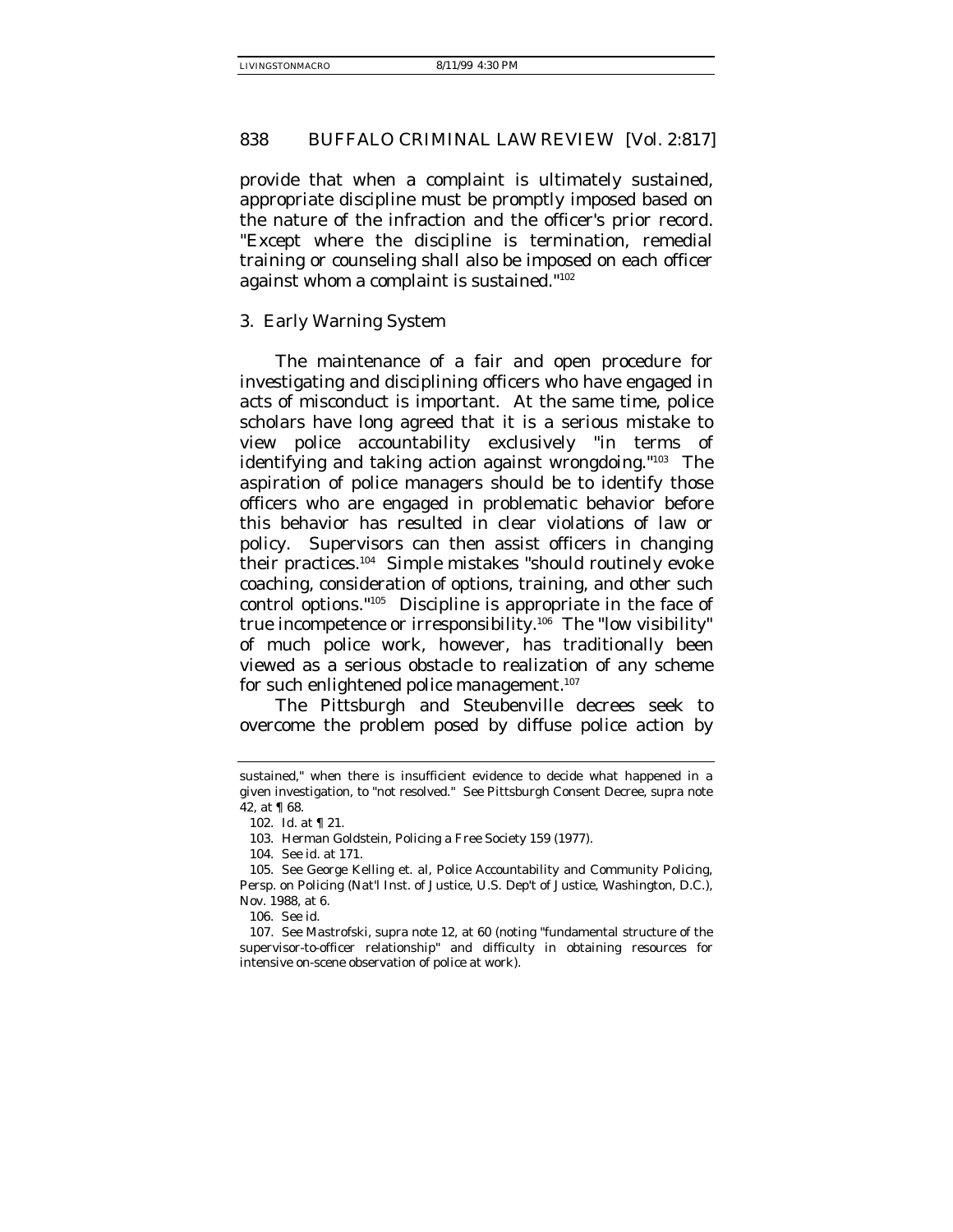provide that when a complaint is ultimately sustained, appropriate discipline must be promptly imposed based on the nature of the infraction and the officer's prior record. "Except where the discipline is termination, remedial training or counseling shall also be imposed on each officer against whom a complaint is sustained."[102]

### 3. Early Warning System

The maintenance of a fair and open procedure for investigating and disciplining officers who have engaged in acts of misconduct is important. At the same time, police scholars have long agreed that it is a serious mistake to view police accountability exclusively "in terms of identifying and taking action against wrongdoing."[103] The aspiration of police managers should be to identify those officers who are engaged in problematic behavior before this behavior has resulted in clear violations of law or policy. Supervisors can then assist officers in changing their practices.[104] Simple mistakes "should routinely evoke coaching, consideration of options, training, and other such control options."[105] Discipline is appropriate in the face of true incompetence or irresponsibility.[106] The "low visibility" of much police work, however, has traditionally been viewed as a serious obstacle to realization of any scheme for such enlightened police management.[107]

The Pittsburgh and Steubenville decrees seek to overcome the problem posed by diffuse police action by

---

sustained," when there is insufficient evidence to decide what happened in a given investigation, to "not resolved." See Pittsburgh Consent Decree, supra note 42, at ¶ 68.

102. Id. at ¶ 21.

103. Herman Goldstein, Policing a Free Society 159 (1977).

104. See id. at 171.

105. See George Kelling et. al, Police Accountability and Community Policing, Persp. on Policing (Nat'l Inst. of Justice, U.S. Dep't of Justice, Washington, D.C.), Nov. 1988, at 6.

106. See id.

107. See Mastrofski, supra note 12, at 60 (noting "fundamental structure of the supervisor-to-officer relationship" and difficulty in obtaining resources for intensive on-scene observation of police at work).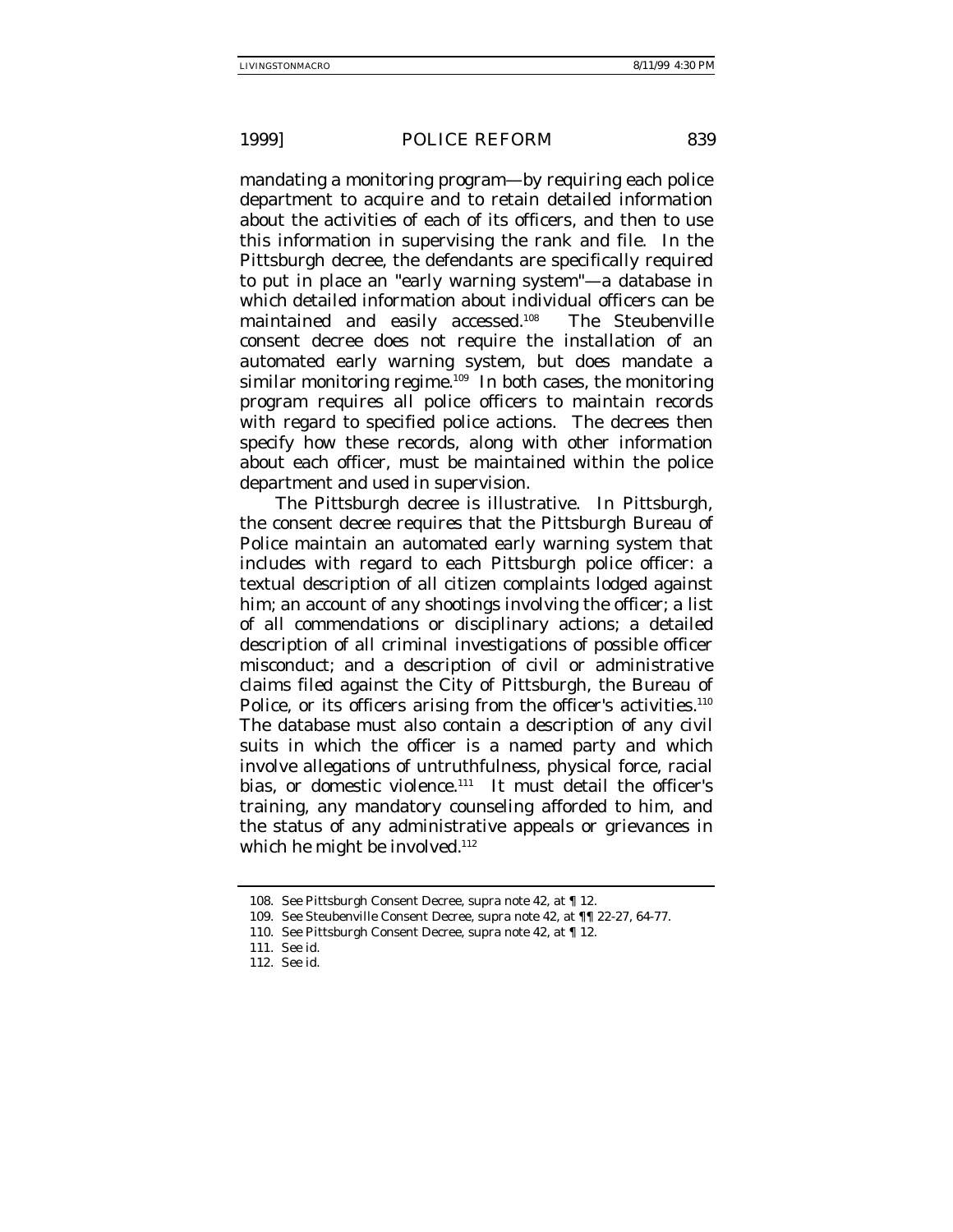mandating a monitoring program—by requiring each police department to acquire and to retain detailed information about the activities of each of its officers, and then to use this information in supervising the rank and file. In the Pittsburgh decree, the defendants are specifically required to put in place an "early warning system"—a database in which detailed information about individual officers can be maintained and easily accessed.[108] The Steubenville consent decree does not require the installation of an automated early warning system, but does mandate a similar monitoring regime.[109] In both cases, the monitoring program requires all police officers to maintain records with regard to specified police actions. The decrees then specify how these records, along with other information about each officer, must be maintained within the police department and used in supervision.

The Pittsburgh decree is illustrative. In Pittsburgh, the consent decree requires that the Pittsburgh Bureau of Police maintain an automated early warning system that includes with regard to each Pittsburgh police officer: a textual description of all citizen complaints lodged against him; an account of any shootings involving the officer; a list of all commendations or disciplinary actions; a detailed description of all criminal investigations of possible officer misconduct; and a description of civil or administrative claims filed against the City of Pittsburgh, the Bureau of Police, or its officers arising from the officer's activities.[110] The database must also contain a description of any civil suits in which the officer is a named party and which involve allegations of untruthfulness, physical force, racial bias, or domestic violence.[111] It must detail the officer's training, any mandatory counseling afforded to him, and the status of any administrative appeals or grievances in which he might be involved.[112]

---

108. *See* Pittsburgh Consent Decree, *supra* note 42, at ¶ 12.

109. *See* Steubenville Consent Decree, *supra* note 42, at ¶¶ 22-27, 64-77.

110. *See* Pittsburgh Consent Decree, *supra* note 42, at ¶ 12.

111. *See id.*

112. *See id.*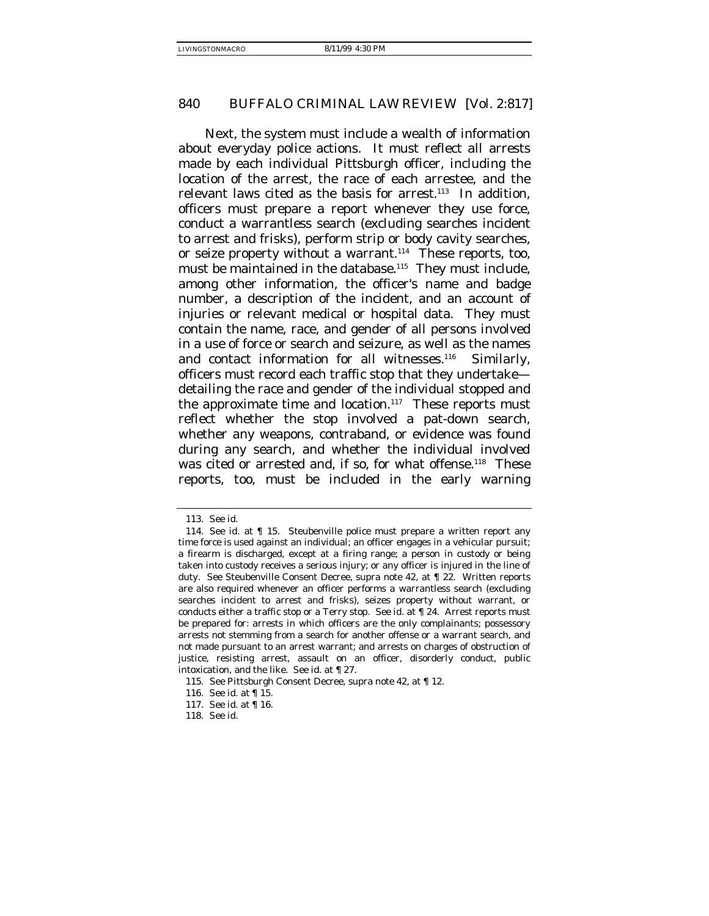Next, the system must include a wealth of information about everyday police actions. It must reflect all arrests made by each individual Pittsburgh officer, including the location of the arrest, the race of each arrestee, and the relevant laws cited as the basis for arrest.[113] In addition, officers must prepare a report whenever they use force, conduct a warrantless search (excluding searches incident to arrest and frisks), perform strip or body cavity searches, or seize property without a warrant.[114] These reports, too, must be maintained in the database.[115] They must include, among other information, the officer's name and badge number, a description of the incident, and an account of injuries or relevant medical or hospital data. They must contain the name, race, and gender of all persons involved in a use of force or search and seizure, as well as the names and contact information for all witnesses.[116] Similarly, officers must record each traffic stop that they undertake—detailing the race and gender of the individual stopped and the approximate time and location.[117] These reports must reflect whether the stop involved a pat-down search, whether any weapons, contraband, or evidence was found during any search, and whether the individual involved was cited or arrested and, if so, for what offense.[118] These reports, too, must be included in the early warning

---

113. *See id.*

114. *See id.* at ¶ 15. Steubenville police must prepare a written report any time force is used against an individual; an officer engages in a vehicular pursuit; a firearm is discharged, except at a firing range; a person in custody or being taken into custody receives a serious injury; or any officer is injured in the line of duty. *See* Steubenville Consent Decree, *supra* note 42, at ¶ 22. Written reports are also required whenever an officer performs a warrantless search (excluding searches incident to arrest and frisks), seizes property without warrant, or conducts either a traffic stop or a *Terry* stop. *See id.* at ¶ 24. Arrest reports must be prepared for: arrests in which officers are the only complainants; possessory arrests not stemming from a search for another offense or a warrant search, and not made pursuant to an arrest warrant; and arrests on charges of obstruction of justice, resisting arrest, assault on an officer, disorderly conduct, public intoxication, and the like. *See id.* at ¶ 27.

115. *See* Pittsburgh Consent Decree, *supra* note 42, at ¶ 12.

116. *See id.* at ¶ 15.

117. *See id.* at ¶ 16.

118. *See id.*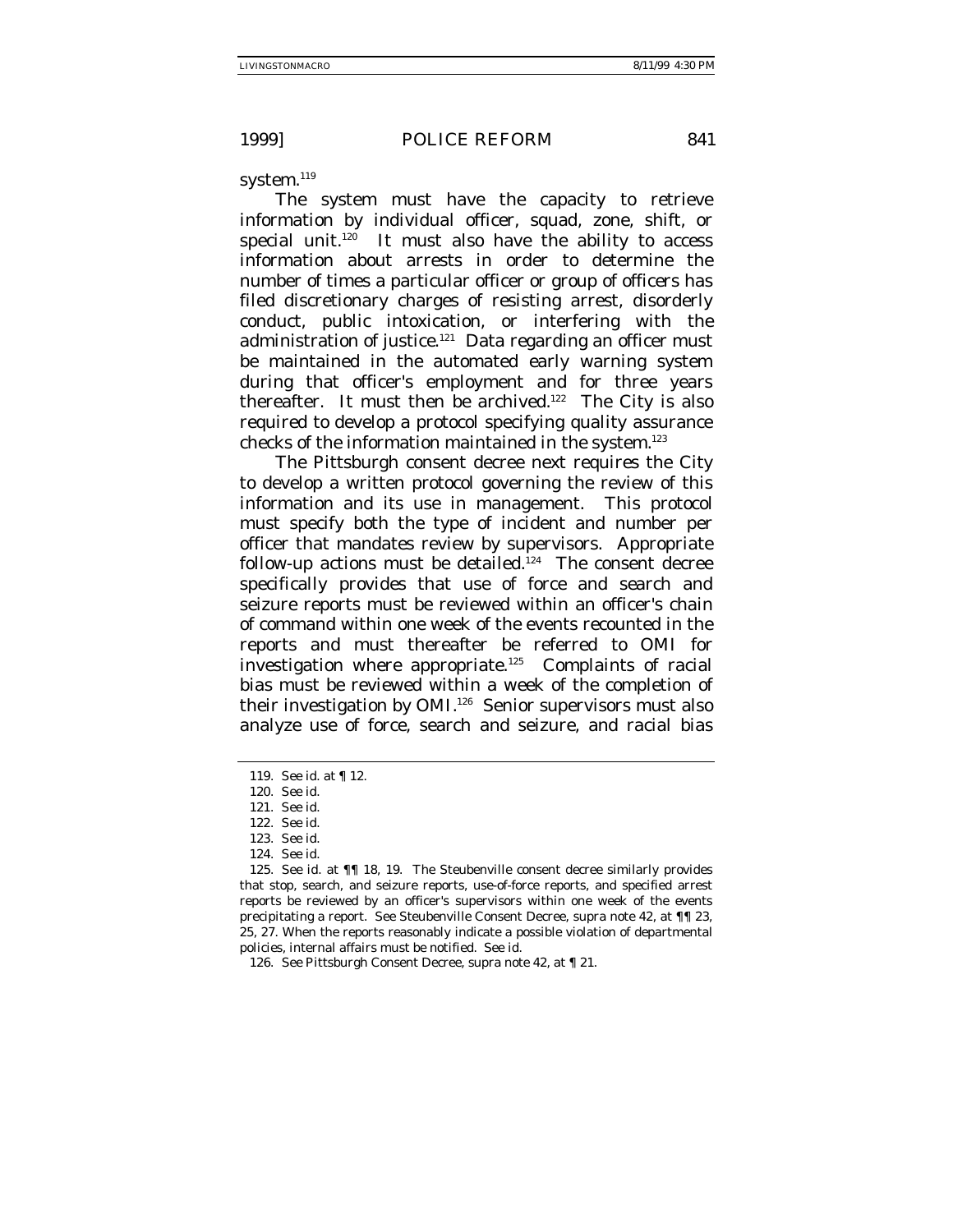system.[119]

The system must have the capacity to retrieve information by individual officer, squad, zone, shift, or special unit.[120] It must also have the ability to access information about arrests in order to determine the number of times a particular officer or group of officers has filed discretionary charges of resisting arrest, disorderly conduct, public intoxication, or interfering with the administration of justice.[121] Data regarding an officer must be maintained in the automated early warning system during that officer's employment and for three years thereafter. It must then be archived.[122] The City is also required to develop a protocol specifying quality assurance checks of the information maintained in the system.[123]

The Pittsburgh consent decree next requires the City to develop a written protocol governing the review of this information and its use in management. This protocol must specify both the type of incident and number per officer that mandates review by supervisors. Appropriate follow-up actions must be detailed.[124] The consent decree specifically provides that use of force and search and seizure reports must be reviewed within an officer's chain of command within one week of the events recounted in the reports and must thereafter be referred to OMI for investigation where appropriate.[125] Complaints of racial bias must be reviewed within a week of the completion of their investigation by OMI.[126] Senior supervisors must also analyze use of force, search and seizure, and racial bias

---

119. *See id.* at ¶ 12.

120. *See id.*

121. *See id.*

122. *See id.*

123. *See id.*

124. *See id.*

125. *See id.* at ¶¶ 18, 19. The Steubenville consent decree similarly provides that stop, search, and seizure reports, use-of-force reports, and specified arrest reports be reviewed by an officer's supervisors within one week of the events precipitating a report. *See* Steubenville Consent Decree, *supra* note 42, at ¶¶ 23, 25, 27. When the reports reasonably indicate a possible violation of departmental policies, internal affairs must be notified. *See id.*

126. *See* Pittsburgh Consent Decree, *supra* note 42, at ¶ 21.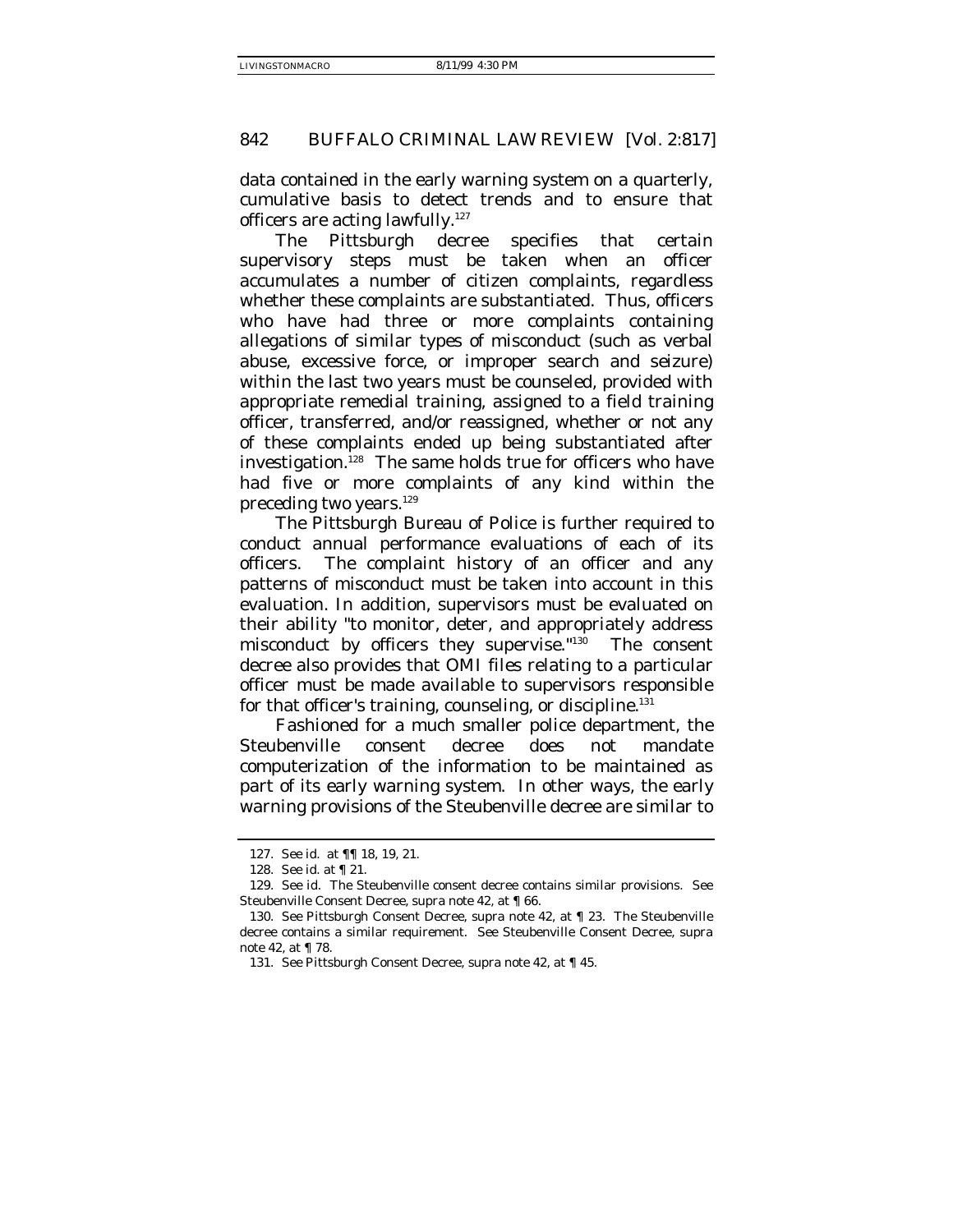data contained in the early warning system on a quarterly, cumulative basis to detect trends and to ensure that officers are acting lawfully.[127]

The Pittsburgh decree specifies that certain supervisory steps must be taken when an officer accumulates a number of citizen complaints, regardless whether these complaints are substantiated. Thus, officers who have had three or more complaints containing allegations of similar types of misconduct (such as verbal abuse, excessive force, or improper search and seizure) within the last two years must be counseled, provided with appropriate remedial training, assigned to a field training officer, transferred, and/or reassigned, whether or not any of these complaints ended up being substantiated after investigation.[128] The same holds true for officers who have had five or more complaints of any kind within the preceding two years.[129]

The Pittsburgh Bureau of Police is further required to conduct annual performance evaluations of each of its officers. The complaint history of an officer and any patterns of misconduct must be taken into account in this evaluation. In addition, supervisors must be evaluated on their ability "to monitor, deter, and appropriately address misconduct by officers they supervise."[130] The consent decree also provides that OMI files relating to a particular officer must be made available to supervisors responsible for that officer's training, counseling, or discipline.[131]

Fashioned for a much smaller police department, the Steubenville consent decree does not mandate computerization of the information to be maintained as part of its early warning system. In other ways, the early warning provisions of the Steubenville decree are similar to

---

127. *See id.* at ¶¶ 18, 19, 21.

128. *See id.* at ¶ 21.

129. *See id.* The Steubenville consent decree contains similar provisions. *See* Steubenville Consent Decree, *supra* note 42, at ¶ 66.

130. *See* Pittsburgh Consent Decree, *supra* note 42, at ¶ 23. The Steubenville decree contains a similar requirement. *See* Steubenville Consent Decree, *supra* note 42, at ¶ 78.

131. *See* Pittsburgh Consent Decree, *supra* note 42, at ¶ 45.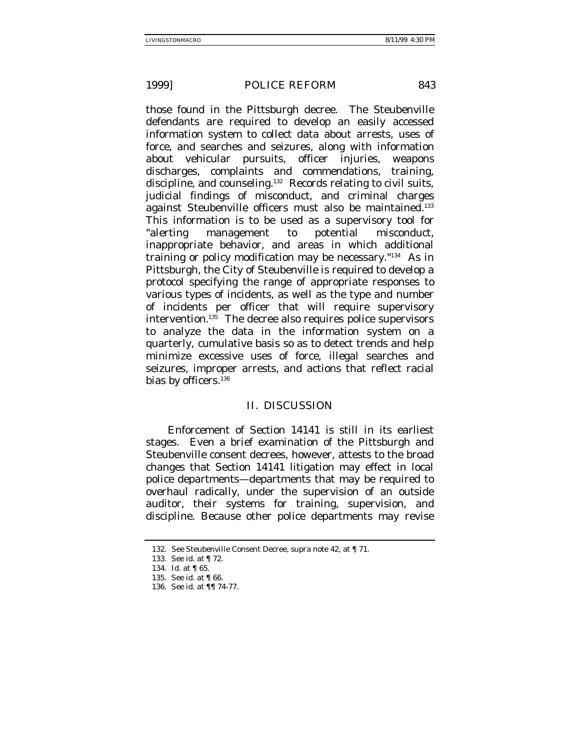those found in the Pittsburgh decree. The Steubenville defendants are required to develop an easily accessed information system to collect data about arrests, uses of force, and searches and seizures, along with information about vehicular pursuits, officer injuries, weapons discharges, complaints and commendations, training, discipline, and counseling.[132] Records relating to civil suits, judicial findings of misconduct, and criminal charges against Steubenville officers must also be maintained.[133] This information is to be used as a supervisory tool for "alerting management to potential misconduct, inappropriate behavior, and areas in which additional training or policy modification may be necessary."[134] As in Pittsburgh, the City of Steubenville is required to develop a protocol specifying the range of appropriate responses to various types of incidents, as well as the type and number of incidents per officer that will require supervisory intervention.[135] The decree also requires police supervisors to analyze the data in the information system on a quarterly, cumulative basis so as to detect trends and help minimize excessive uses of force, illegal searches and seizures, improper arrests, and actions that reflect racial bias by officers.[136]

## II. DISCUSSION

Enforcement of Section 14141 is still in its earliest stages. Even a brief examination of the Pittsburgh and Steubenville consent decrees, however, attests to the broad changes that Section 14141 litigation may effect in local police departments—departments that may be required to overhaul radically, under the supervision of an outside auditor, their systems for training, supervision, and discipline. Because other police departments may revise

---

132. *See* Steubenville Consent Decree, *supra* note 42, at ¶ 71.

133. *See id.* at ¶ 72.

134. *Id.* at ¶ 65.

135. *See id.* at ¶ 66.

136. *See id.* at ¶¶ 74-77.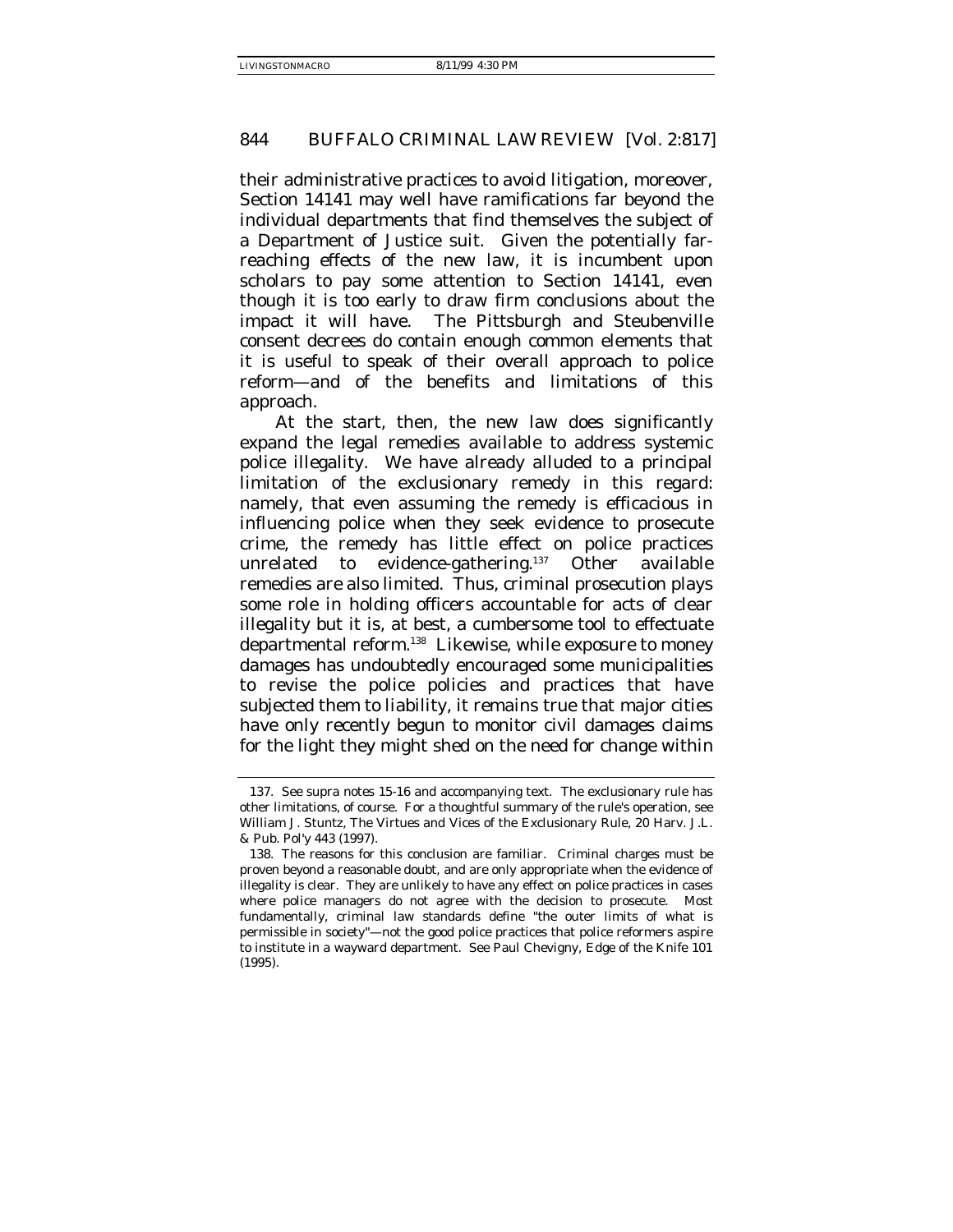their administrative practices to avoid litigation, moreover, Section 14141 may well have ramifications far beyond the individual departments that find themselves the subject of a Department of Justice suit. Given the potentially far-reaching effects of the new law, it is incumbent upon scholars to pay some attention to Section 14141, even though it is too early to draw firm conclusions about the impact it will have. The Pittsburgh and Steubenville consent decrees do contain enough common elements that it is useful to speak of their overall approach to police reform—and of the benefits and limitations of this approach.

At the start, then, the new law does significantly expand the legal remedies available to address systemic police illegality. We have already alluded to a principal limitation of the exclusionary remedy in this regard: namely, that even assuming the remedy is efficacious in influencing police when they seek evidence to prosecute crime, the remedy has little effect on police practices unrelated to evidence-gathering.[137] Other available remedies are also limited. Thus, criminal prosecution plays some role in holding officers accountable for acts of clear illegality but it is, at best, a cumbersome tool to effectuate departmental reform.[138] Likewise, while exposure to money damages has undoubtedly encouraged some municipalities to revise the police policies and practices that have subjected them to liability, it remains true that major cities have only recently begun to monitor civil damages claims for the light they might shed on the need for change within

---

137. See supra notes 15-16 and accompanying text. The exclusionary rule has other limitations, of course. For a thoughtful summary of the rule's operation, see William J. Stuntz, The Virtues and Vices of the Exclusionary Rule, 20 Harv. J.L. & Pub. Pol'y 443 (1997).

138. The reasons for this conclusion are familiar. Criminal charges must be proven beyond a reasonable doubt, and are only appropriate when the evidence of illegality is clear. They are unlikely to have any effect on police practices in cases where police managers do not agree with the decision to prosecute. Most fundamentally, criminal law standards define "the outer limits of what is permissible in society"—not the good police practices that police reformers aspire to institute in a wayward department. See Paul Chevigny, Edge of the Knife 101 (1995).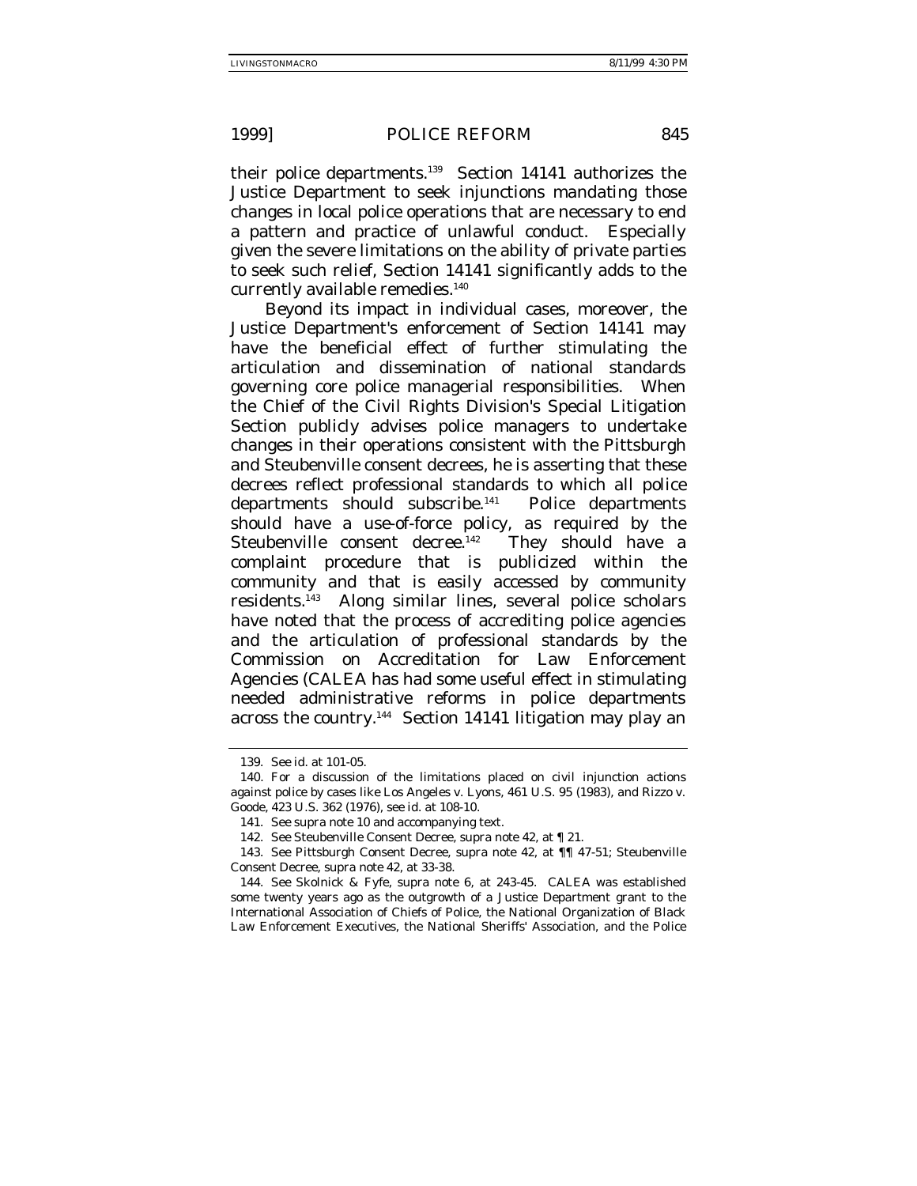their police departments.[139] Section 14141 authorizes the Justice Department to seek injunctions mandating those changes in local police operations that are necessary to end a pattern and practice of unlawful conduct. Especially given the severe limitations on the ability of private parties to seek such relief, Section 14141 significantly adds to the currently available remedies.[140]

Beyond its impact in individual cases, moreover, the Justice Department's enforcement of Section 14141 may have the beneficial effect of further stimulating the articulation and dissemination of national standards governing core police managerial responsibilities. When the Chief of the Civil Rights Division's Special Litigation Section publicly advises police managers to undertake changes in their operations consistent with the Pittsburgh and Steubenville consent decrees, he is asserting that these decrees reflect professional standards to which all police departments should subscribe.[141] Police departments should have a use-of-force policy, as required by the Steubenville consent decree.[142] They should have a complaint procedure that is publicized within the community and that is easily accessed by community residents.[143] Along similar lines, several police scholars have noted that the process of accrediting police agencies and the articulation of professional standards by the Commission on Accreditation for Law Enforcement Agencies (CALEA has had some useful effect in stimulating needed administrative reforms in police departments across the country.[144] Section 14141 litigation may play an

---

139. *See id.* at 101-05.

140. For a discussion of the limitations placed on civil injunction actions against police by cases like Los Angeles v. Lyons, 461 U.S. 95 (1983), and Rizzo v. Goode, 423 U.S. 362 (1976), *see id.* at 108-10.

141. *See supra* note 10 and accompanying text.

142. *See* Steubenville Consent Decree, *supra* note 42, at ¶ 21.

143. *See* Pittsburgh Consent Decree, *supra* note 42, at ¶¶ 47-51; Steubenville Consent Decree, *supra* note 42, at 33-38.

144. *See* Skolnick & Fyfe, *supra* note 6, at 243-45. CALEA was established some twenty years ago as the outgrowth of a Justice Department grant to the International Association of Chiefs of Police, the National Organization of Black Law Enforcement Executives, the National Sheriffs' Association, and the Police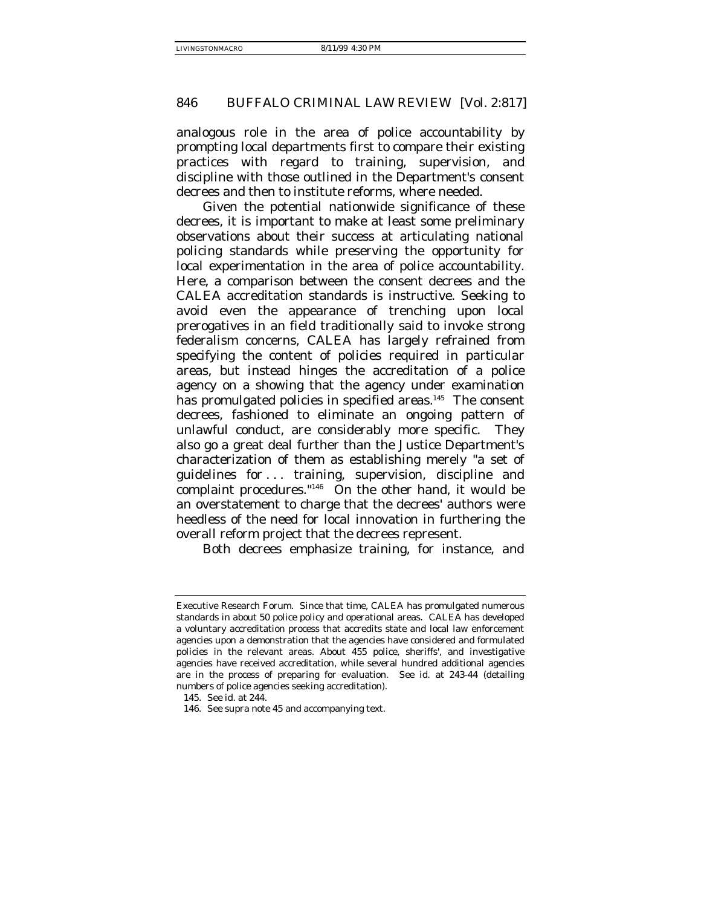analogous role in the area of police accountability by prompting local departments first to compare their existing practices with regard to training, supervision, and discipline with those outlined in the Department's consent decrees and then to institute reforms, where needed.

Given the potential nationwide significance of these decrees, it is important to make at least some preliminary observations about their success at articulating national policing standards while preserving the opportunity for local experimentation in the area of police accountability. Here, a comparison between the consent decrees and the CALEA accreditation standards is instructive. Seeking to avoid even the appearance of trenching upon local prerogatives in an field traditionally said to invoke strong federalism concerns, CALEA has largely refrained from specifying the content of policies required in particular areas, but instead hinges the accreditation of a police agency on a showing that the agency under examination has promulgated policies in specified areas.[145] The consent decrees, fashioned to eliminate an ongoing pattern of unlawful conduct, are considerably more specific. They also go a great deal further than the Justice Department's characterization of them as establishing merely "a set of guidelines for . . . training, supervision, discipline and complaint procedures."[146] On the other hand, it would be an overstatement to charge that the decrees' authors were heedless of the need for local innovation in furthering the overall reform project that the decrees represent.

Both decrees emphasize training, for instance, and

---

Executive Research Forum. Since that time, CALEA has promulgated numerous standards in about 50 police policy and operational areas. CALEA has developed a voluntary accreditation process that accredits state and local law enforcement agencies upon a demonstration that the agencies have considered and formulated policies in the relevant areas. About 455 police, sheriffs', and investigative agencies have received accreditation, while several hundred additional agencies are in the process of preparing for evaluation. See id. at 243-44 (detailing numbers of police agencies seeking accreditation).

145. See id. at 244.

146. See supra note 45 and accompanying text.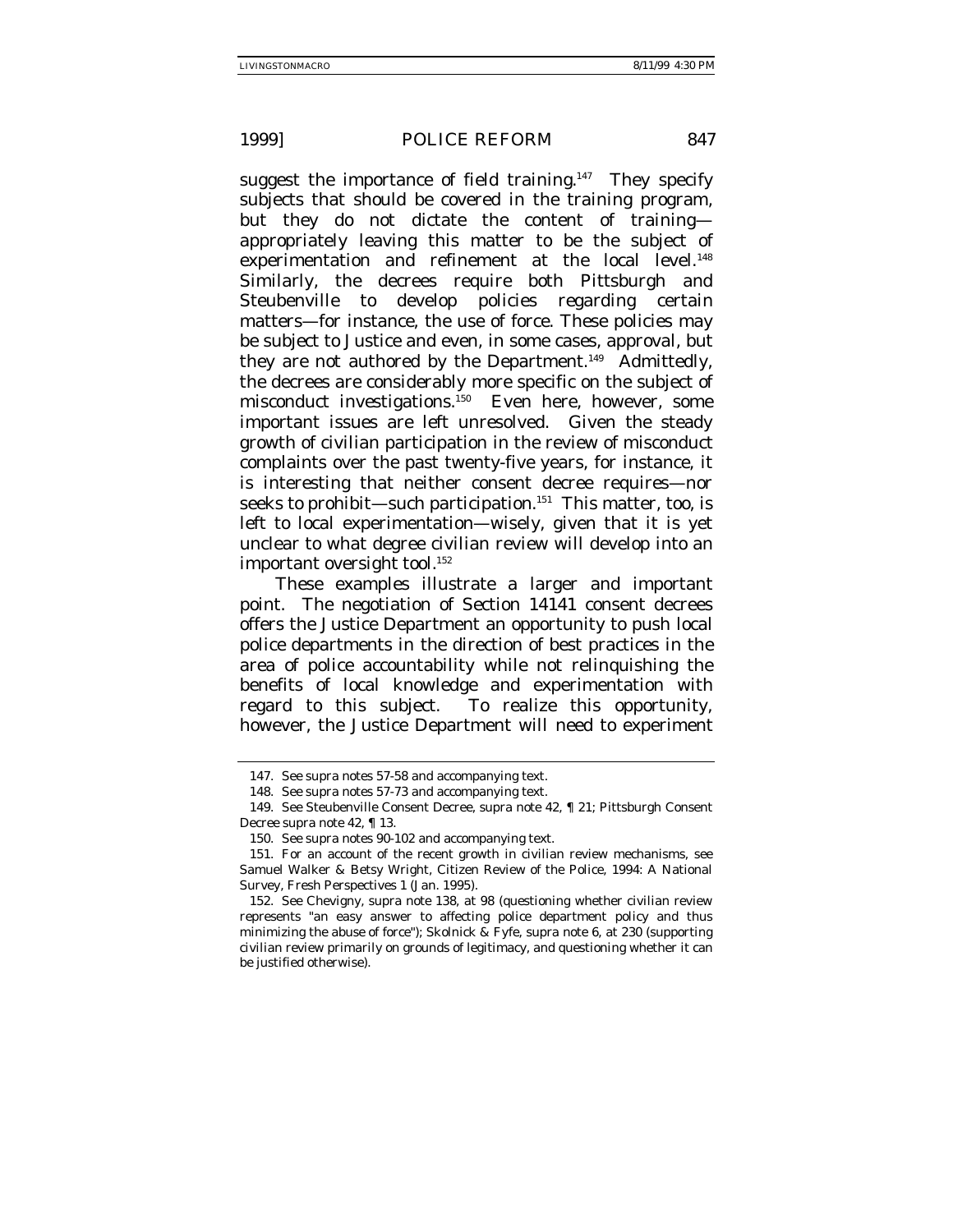suggest the importance of field training.[147] They specify subjects that should be covered in the training program, but they do not dictate the content of training—appropriately leaving this matter to be the subject of experimentation and refinement at the local level.[148] Similarly, the decrees require both Pittsburgh and Steubenville to develop policies regarding certain matters—for instance, the use of force. These policies may be subject to Justice and even, in some cases, approval, but they are not authored by the Department.[149] Admittedly, the decrees are considerably more specific on the subject of misconduct investigations.[150] Even here, however, some important issues are left unresolved. Given the steady growth of civilian participation in the review of misconduct complaints over the past twenty-five years, for instance, it is interesting that neither consent decree requires—nor seeks to prohibit—such participation.[151] This matter, too, is left to local experimentation—wisely, given that it is yet unclear to what degree civilian review will develop into an important oversight tool.[152]

These examples illustrate a larger and important point. The negotiation of Section 14141 consent decrees offers the Justice Department an opportunity to push local police departments in the direction of best practices in the area of police accountability while not relinquishing the benefits of local knowledge and experimentation with regard to this subject. To realize this opportunity, however, the Justice Department will need to experiment

147. See supra notes 57-58 and accompanying text.

148. See supra notes 57-73 and accompanying text.

149. See Steubenville Consent Decree, supra note 42, ¶ 21; Pittsburgh Consent Decree supra note 42, ¶ 13.

150. See supra notes 90-102 and accompanying text.

151. For an account of the recent growth in civilian review mechanisms, see Samuel Walker & Betsy Wright, Citizen Review of the Police, 1994: A National Survey, Fresh Perspectives 1 (Jan. 1995).

152. See Chevigny, supra note 138, at 98 (questioning whether civilian review represents "an easy answer to affecting police department policy and thus minimizing the abuse of force"); Skolnick & Fyfe, supra note 6, at 230 (supporting civilian review primarily on grounds of legitimacy, and questioning whether it can be justified otherwise).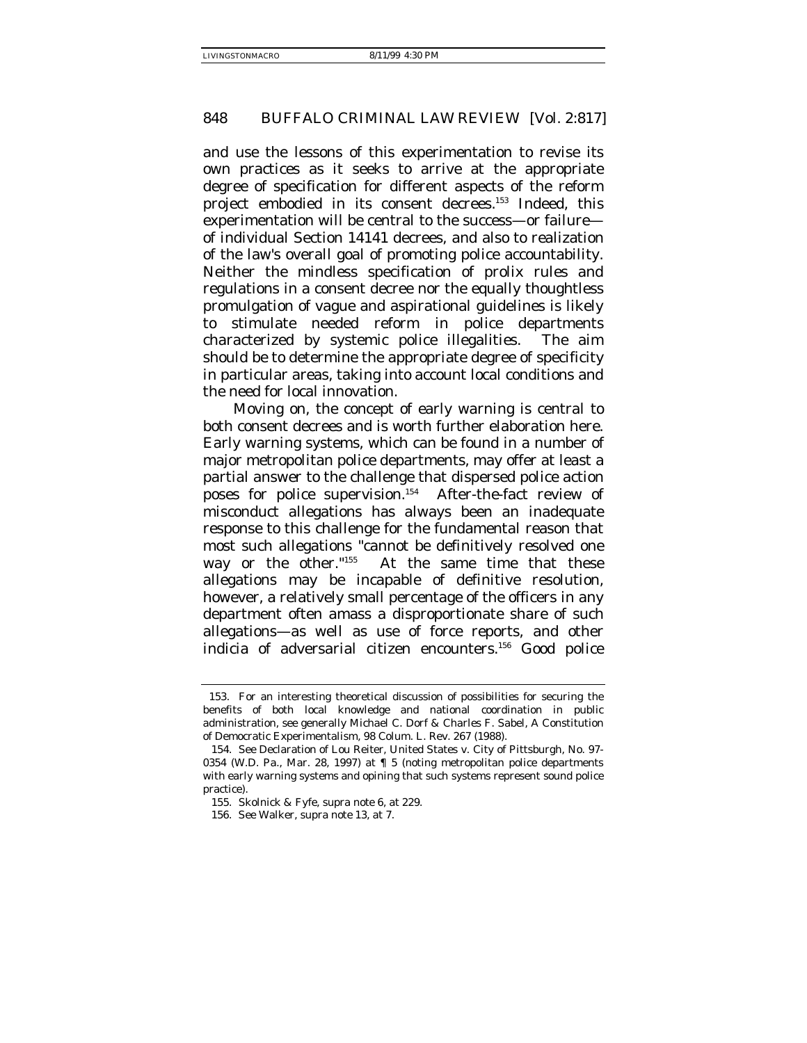and use the lessons of this experimentation to revise its own practices as it seeks to arrive at the appropriate degree of specification for different aspects of the reform project embodied in its consent decrees.[153] Indeed, this experimentation will be central to the success—or failure—of individual Section 14141 decrees, and also to realization of the law's overall goal of promoting police accountability. Neither the mindless specification of prolix rules and regulations in a consent decree nor the equally thoughtless promulgation of vague and aspirational guidelines is likely to stimulate needed reform in police departments characterized by systemic police illegalities. The aim should be to determine the appropriate degree of specificity in particular areas, taking into account local conditions and the need for local innovation.

Moving on, the concept of early warning is central to both consent decrees and is worth further elaboration here. Early warning systems, which can be found in a number of major metropolitan police departments, may offer at least a partial answer to the challenge that dispersed police action poses for police supervision.[154] After-the-fact review of misconduct allegations has always been an inadequate response to this challenge for the fundamental reason that most such allegations "cannot be definitively resolved one way or the other."[155] At the same time that these allegations may be incapable of definitive resolution, however, a relatively small percentage of the officers in any department often amass a disproportionate share of such allegations—as well as use of force reports, and other indicia of adversarial citizen encounters.[156] Good police

---

153. For an interesting theoretical discussion of possibilities for securing the benefits of both local knowledge and national coordination in public administration, see generally Michael C. Dorf & Charles F. Sabel, A Constitution of Democratic Experimentalism, 98 Colum. L. Rev. 267 (1988).

154. See Declaration of Lou Reiter, United States v. City of Pittsburgh, No. 97-0354 (W.D. Pa., Mar. 28, 1997) at ¶ 5 (noting metropolitan police departments with early warning systems and opining that such systems represent sound police practice).

155. Skolnick & Fyfe, supra note 6, at 229.

156. See Walker, supra note 13, at 7.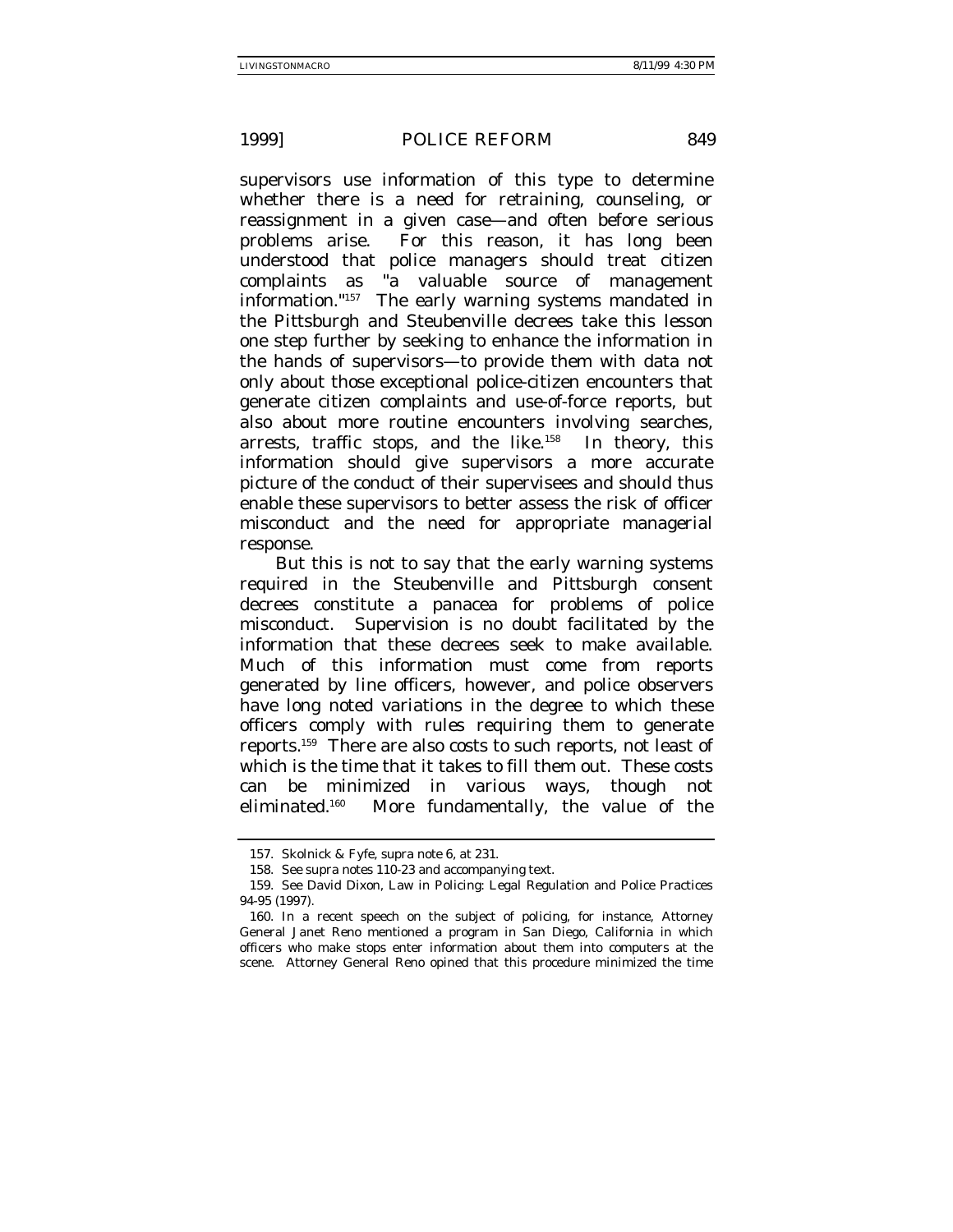supervisors use information of this type to determine whether there is a need for retraining, counseling, or reassignment in a given case—and often before serious problems arise. For this reason, it has long been understood that police managers should treat citizen complaints as "a valuable source of management information."[157] The early warning systems mandated in the Pittsburgh and Steubenville decrees take this lesson one step further by seeking to enhance the information in the hands of supervisors—to provide them with data not only about those exceptional police-citizen encounters that generate citizen complaints and use-of-force reports, but also about more routine encounters involving searches, arrests, traffic stops, and the like.[158] In theory, this information should give supervisors a more accurate picture of the conduct of their supervisees and should thus enable these supervisors to better assess the risk of officer misconduct and the need for appropriate managerial response.

But this is not to say that the early warning systems required in the Steubenville and Pittsburgh consent decrees constitute a panacea for problems of police misconduct. Supervision is no doubt facilitated by the information that these decrees seek to make available. Much of this information must come from reports generated by line officers, however, and police observers have long noted variations in the degree to which these officers comply with rules requiring them to generate reports.[159] There are also costs to such reports, not least of which is the time that it takes to fill them out. These costs can be minimized in various ways, though not eliminated.[160] More fundamentally, the value of the

---

157. Skolnick & Fyfe, supra note 6, at 231.

158. See supra notes 110-23 and accompanying text.

159. See David Dixon, Law in Policing: Legal Regulation and Police Practices 94-95 (1997).

160. In a recent speech on the subject of policing, for instance, Attorney General Janet Reno mentioned a program in San Diego, California in which officers who make stops enter information about them into computers at the scene. Attorney General Reno opined that this procedure minimized the time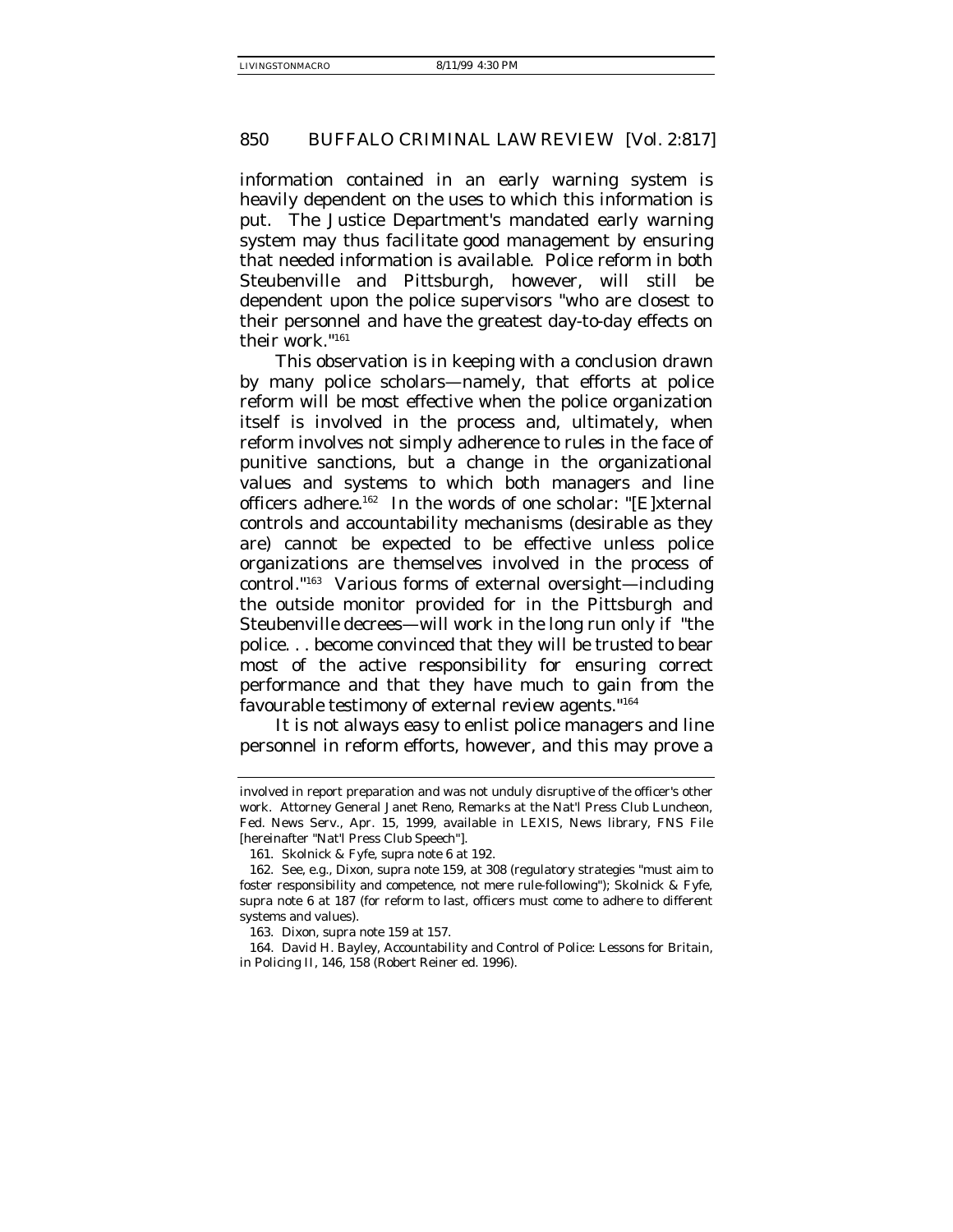information contained in an early warning system is heavily dependent on the uses to which this information is put. The Justice Department's mandated early warning system may thus facilitate good management by ensuring that needed information is available. Police reform in both Steubenville and Pittsburgh, however, will still be dependent upon the police supervisors "who are closest to their personnel and have the greatest day-to-day effects on their work."[161]

This observation is in keeping with a conclusion drawn by many police scholars—namely, that efforts at police reform will be most effective when the police organization itself is involved in the process and, ultimately, when reform involves not simply adherence to rules in the face of punitive sanctions, but a change in the organizational values and systems to which both managers and line officers adhere.[162] In the words of one scholar: "[E]xternal controls and accountability mechanisms (desirable as they are) cannot be expected to be effective unless police organizations are themselves involved in the process of control."[163] Various forms of external oversight—including the outside monitor provided for in the Pittsburgh and Steubenville decrees—will work in the long run only if "the police. . . become convinced that they will be trusted to bear most of the active responsibility for ensuring correct performance and that they have much to gain from the favourable testimony of external review agents."[164]

It is not always easy to enlist police managers and line personnel in reform efforts, however, and this may prove a

---

involved in report preparation and was not unduly disruptive of the officer's other work. Attorney General Janet Reno, Remarks at the Nat'l Press Club Luncheon, Fed. News Serv., Apr. 15, 1999, available in LEXIS, News library, FNS File [hereinafter "Nat'l Press Club Speech"].

161. Skolnick & Fyfe, supra note 6 at 192.

162. See, e.g., Dixon, supra note 159, at 308 (regulatory strategies "must aim to foster responsibility and competence, not mere rule-following"); Skolnick & Fyfe, supra note 6 at 187 (for reform to last, officers must come to adhere to different systems and values).

163. Dixon, supra note 159 at 157.

164. David H. Bayley, Accountability and Control of Police: Lessons for Britain, in Policing II, 146, 158 (Robert Reiner ed. 1996).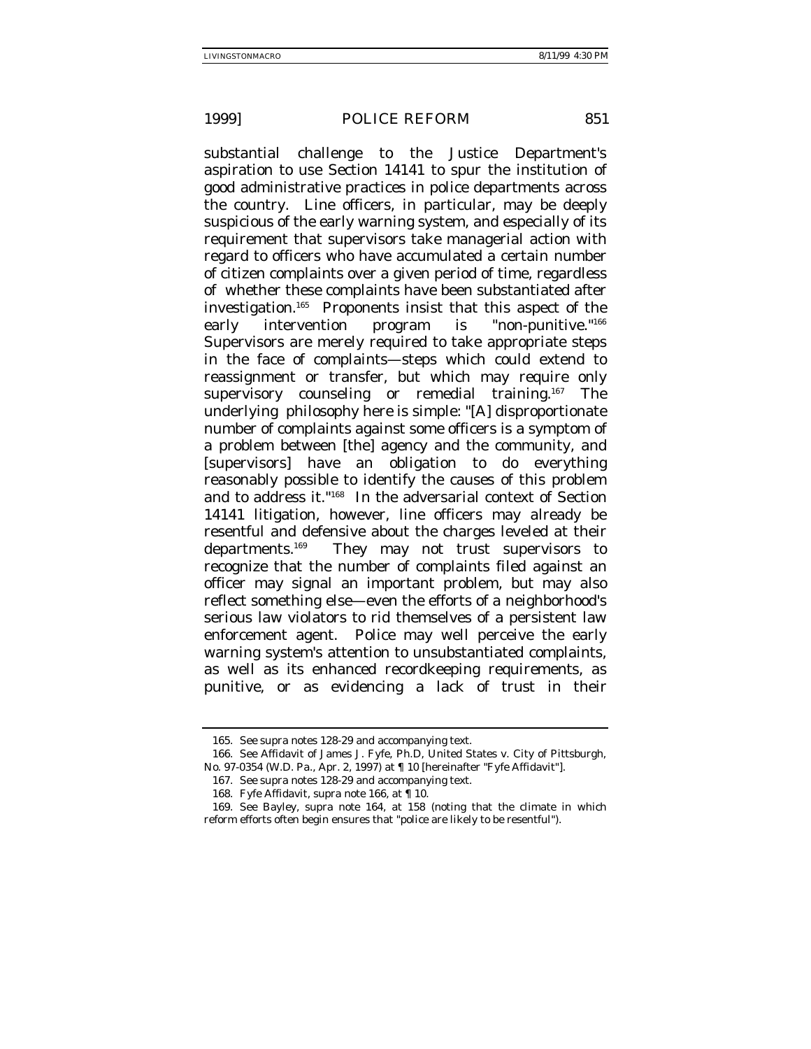substantial challenge to the Justice Department's aspiration to use Section 14141 to spur the institution of good administrative practices in police departments across the country. Line officers, in particular, may be deeply suspicious of the early warning system, and especially of its requirement that supervisors take managerial action with regard to officers who have accumulated a certain number of citizen complaints over a given period of time, regardless of whether these complaints have been substantiated after investigation.[165] Proponents insist that this aspect of the early intervention program is "non-punitive."[166] Supervisors are merely required to take appropriate steps in the face of complaints—steps which could extend to reassignment or transfer, but which may require only supervisory counseling or remedial training.[167] The underlying philosophy here is simple: "[A] disproportionate number of complaints against some officers is a symptom of a problem between [the] agency and the community, and [supervisors] have an obligation to do everything reasonably possible to identify the causes of this problem and to address it."[168] In the adversarial context of Section 14141 litigation, however, line officers may already be resentful and defensive about the charges leveled at their departments.[169] They may not trust supervisors to recognize that the number of complaints filed against an officer may signal an important problem, but may also reflect something else—even the efforts of a neighborhood's serious law violators to rid themselves of a persistent law enforcement agent. Police may well perceive the early warning system's attention to unsubstantiated complaints, as well as its enhanced recordkeeping requirements, as punitive, or as evidencing a lack of trust in their

---

165. *See supra* notes 128-29 and accompanying text.

166. *See* Affidavit of James J. Fyfe, Ph.D, United States v. City of Pittsburgh, No. 97-0354 (W.D. Pa., Apr. 2, 1997) at ¶ 10 [hereinafter "Fyfe Affidavit"].

167. *See supra* notes 128-29 and accompanying text.

168. Fyfe Affidavit, *supra* note 166, at ¶ 10.

169. *See* Bayley, *supra* note 164, at 158 (noting that the climate in which reform efforts often begin ensures that "police are likely to be resentful").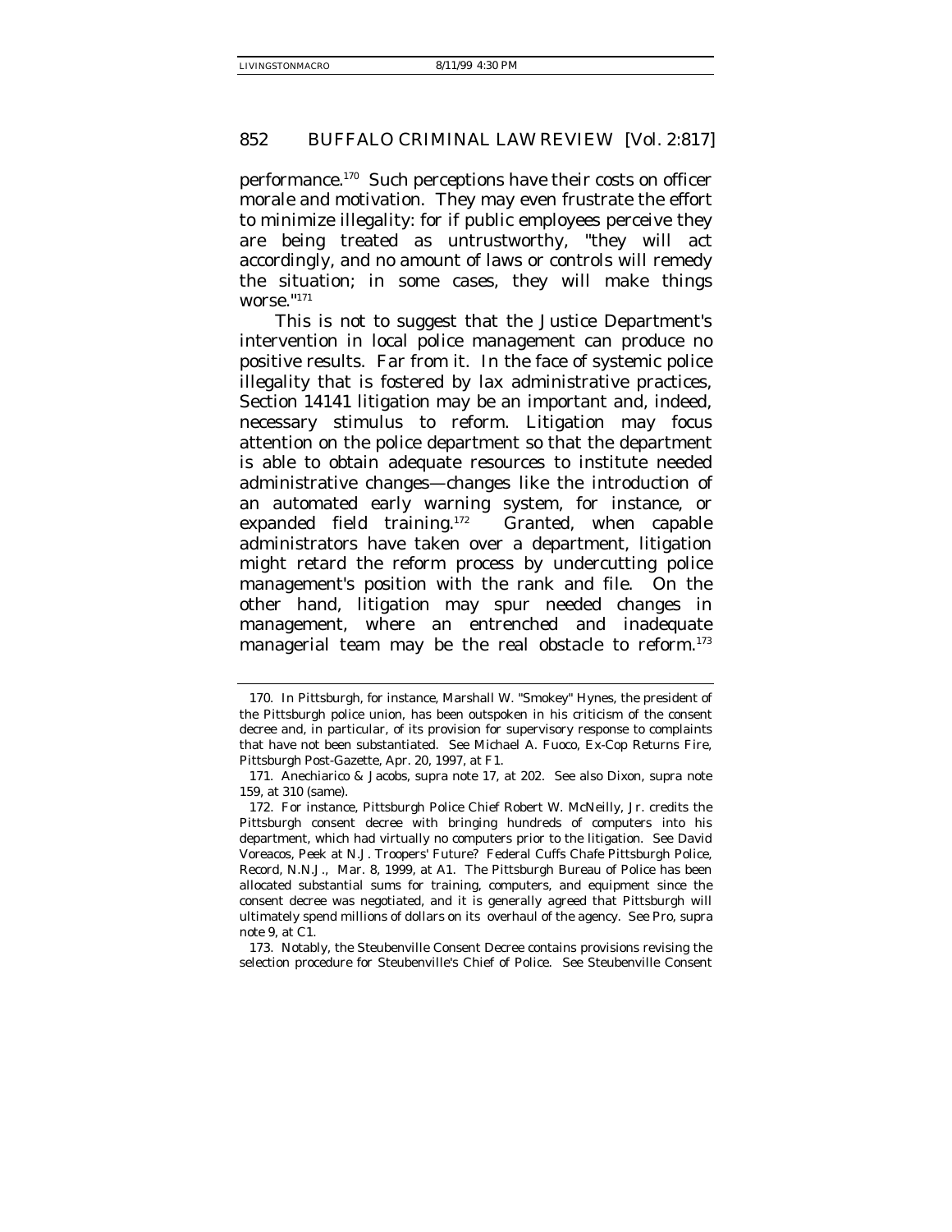performance.[170] Such perceptions have their costs on officer morale and motivation. They may even frustrate the effort to minimize illegality: for if public employees perceive they are being treated as untrustworthy, "they will act accordingly, and no amount of laws or controls will remedy the situation; in some cases, they will make things worse."[171]

This is not to suggest that the Justice Department's intervention in local police management can produce no positive results. Far from it. In the face of systemic police illegality that is fostered by lax administrative practices, Section 14141 litigation may be an important and, indeed, necessary stimulus to reform. Litigation may focus attention on the police department so that the department is able to obtain adequate resources to institute needed administrative changes—changes like the introduction of an automated early warning system, for instance, or expanded field training.[172] Granted, when capable administrators have taken over a department, litigation might retard the reform process by undercutting police management's position with the rank and file. On the other hand, litigation may spur needed changes in management, where an entrenched and inadequate managerial team may be the real obstacle to reform.[173]

---

170. In Pittsburgh, for instance, Marshall W. "Smokey" Hynes, the president of the Pittsburgh police union, has been outspoken in his criticism of the consent decree and, in particular, of its provision for supervisory response to complaints that have not been substantiated. See Michael A. Fuoco, Ex-Cop Returns Fire, Pittsburgh Post-Gazette, Apr. 20, 1997, at F1.

171. Anechiarico & Jacobs, supra note 17, at 202. See also Dixon, supra note 159, at 310 (same).

172. For instance, Pittsburgh Police Chief Robert W. McNeilly, Jr. credits the Pittsburgh consent decree with bringing hundreds of computers into his department, which had virtually no computers prior to the litigation. See David Voreacos, Peek at N.J. Troopers' Future? Federal Cuffs Chafe Pittsburgh Police, Record, N.N.J., Mar. 8, 1999, at A1. The Pittsburgh Bureau of Police has been allocated substantial sums for training, computers, and equipment since the consent decree was negotiated, and it is generally agreed that Pittsburgh will ultimately spend millions of dollars on its overhaul of the agency. See Pro, supra note 9, at C1.

173. Notably, the Steubenville Consent Decree contains provisions revising the selection procedure for Steubenville's Chief of Police. See Steubenville Consent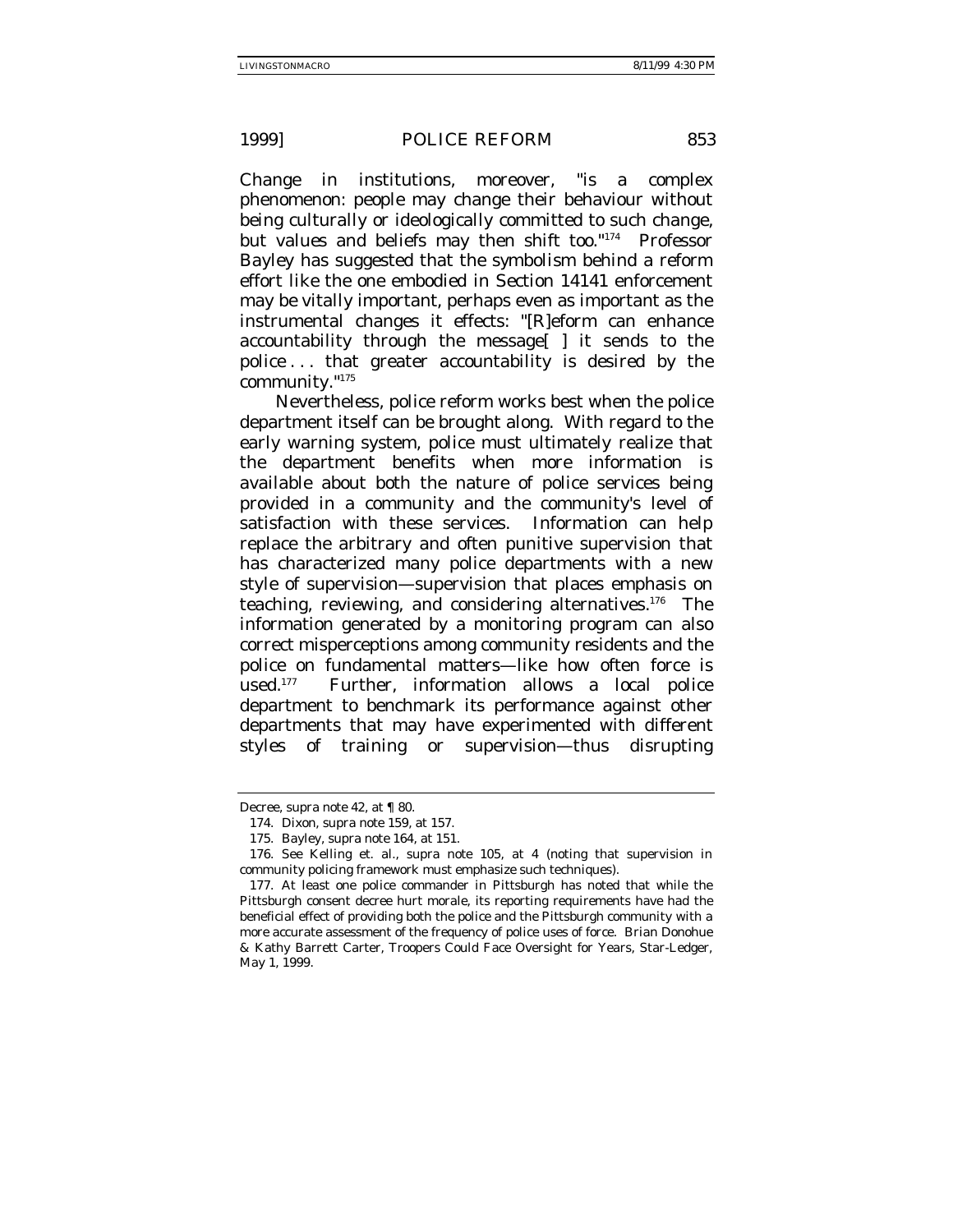Change in institutions, moreover, "is a complex phenomenon: people may change their behaviour without being culturally or ideologically committed to such change, but values and beliefs may then shift too."[174] Professor Bayley has suggested that the symbolism behind a reform effort like the one embodied in Section 14141 enforcement may be vitally important, perhaps even as important as the instrumental changes it effects: "[R]eform can enhance accountability through the message[ ] it sends to the police . . . that greater accountability is desired by the community."[175]

Nevertheless, police reform works best when the police department itself can be brought along. With regard to the early warning system, police must ultimately realize that the department benefits when more information is available about both the nature of police services being provided in a community and the community's level of satisfaction with these services. Information can help replace the arbitrary and often punitive supervision that has characterized many police departments with a new style of supervision—supervision that places emphasis on teaching, reviewing, and considering alternatives.[176] The information generated by a monitoring program can also correct misperceptions among community residents and the police on fundamental matters—like how often force is used.[177] Further, information allows a local police department to benchmark its performance against other departments that may have experimented with different styles of training or supervision—thus disrupting

---

Decree, supra note 42, at ¶ 80.

174. Dixon, supra note 159, at 157.

175. Bayley, supra note 164, at 151.

176. See Kelling et. al., supra note 105, at 4 (noting that supervision in community policing framework must emphasize such techniques).

177. At least one police commander in Pittsburgh has noted that while the Pittsburgh consent decree hurt morale, its reporting requirements have had the beneficial effect of providing both the police and the Pittsburgh community with a more accurate assessment of the frequency of police uses of force. Brian Donohue & Kathy Barrett Carter, Troopers Could Face Oversight for Years, Star-Ledger, May 1, 1999.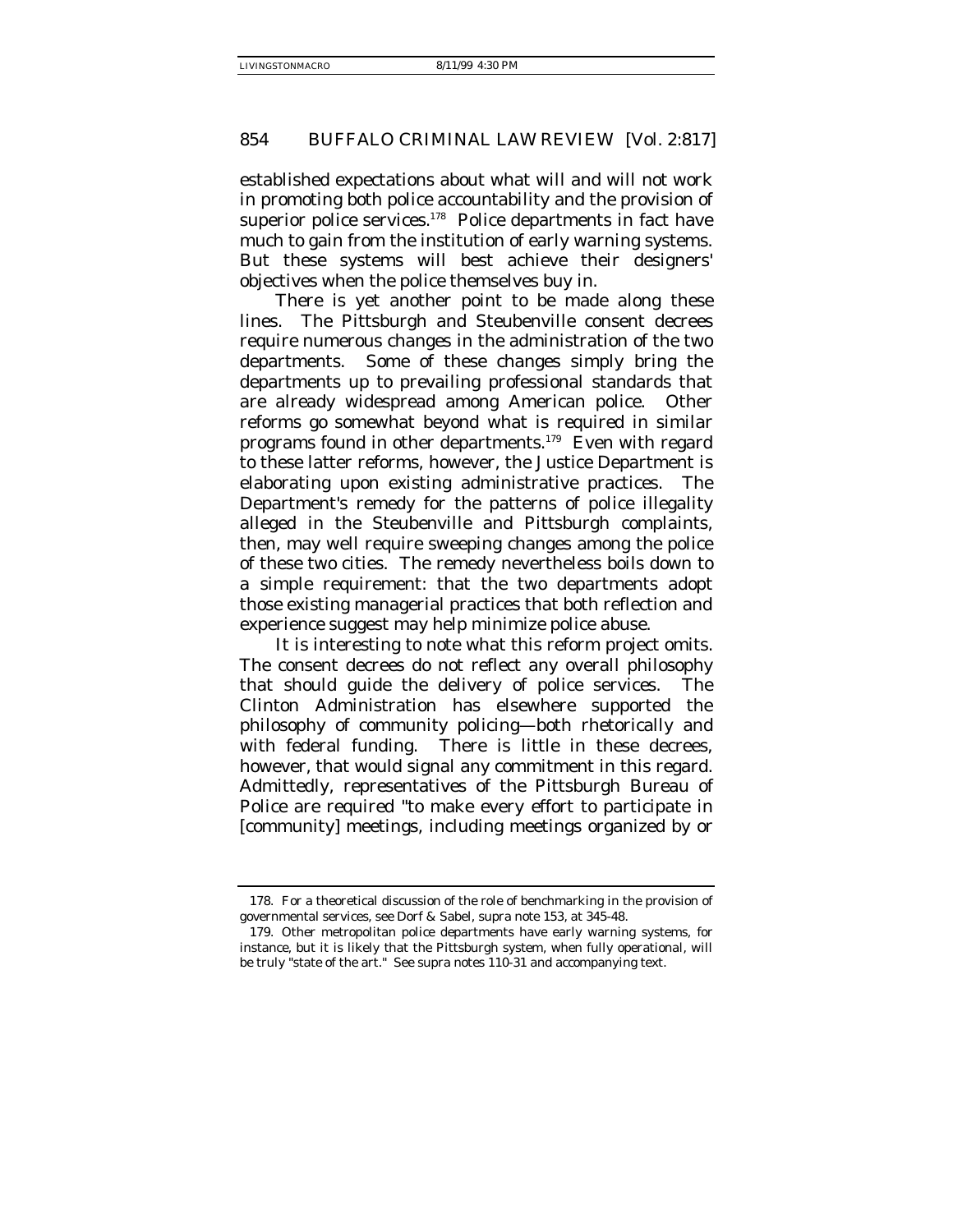established expectations about what will and will not work in promoting both police accountability and the provision of superior police services.[178] Police departments in fact have much to gain from the institution of early warning systems. But these systems will best achieve their designers' objectives when the police themselves buy in.

There is yet another point to be made along these lines. The Pittsburgh and Steubenville consent decrees require numerous changes in the administration of the two departments. Some of these changes simply bring the departments up to prevailing professional standards that are already widespread among American police. Other reforms go somewhat beyond what is required in similar programs found in other departments.[179] Even with regard to these latter reforms, however, the Justice Department is elaborating upon existing administrative practices. The Department's remedy for the patterns of police illegality alleged in the Steubenville and Pittsburgh complaints, then, may well require sweeping changes among the police of these two cities. The remedy nevertheless boils down to a simple requirement: that the two departments adopt those existing managerial practices that both reflection and experience suggest may help minimize police abuse.

It is interesting to note what this reform project omits. The consent decrees do not reflect any overall philosophy that should guide the delivery of police services. The Clinton Administration has elsewhere supported the philosophy of community policing—both rhetorically and with federal funding. There is little in these decrees, however, that would signal any commitment in this regard. Admittedly, representatives of the Pittsburgh Bureau of Police are required "to make every effort to participate in [community] meetings, including meetings organized by or

---

178. For a theoretical discussion of the role of benchmarking in the provision of governmental services, see Dorf & Sabel, supra note 153, at 345-48.

179. Other metropolitan police departments have early warning systems, for instance, but it is likely that the Pittsburgh system, when fully operational, will be truly "state of the art." See supra notes 110-31 and accompanying text.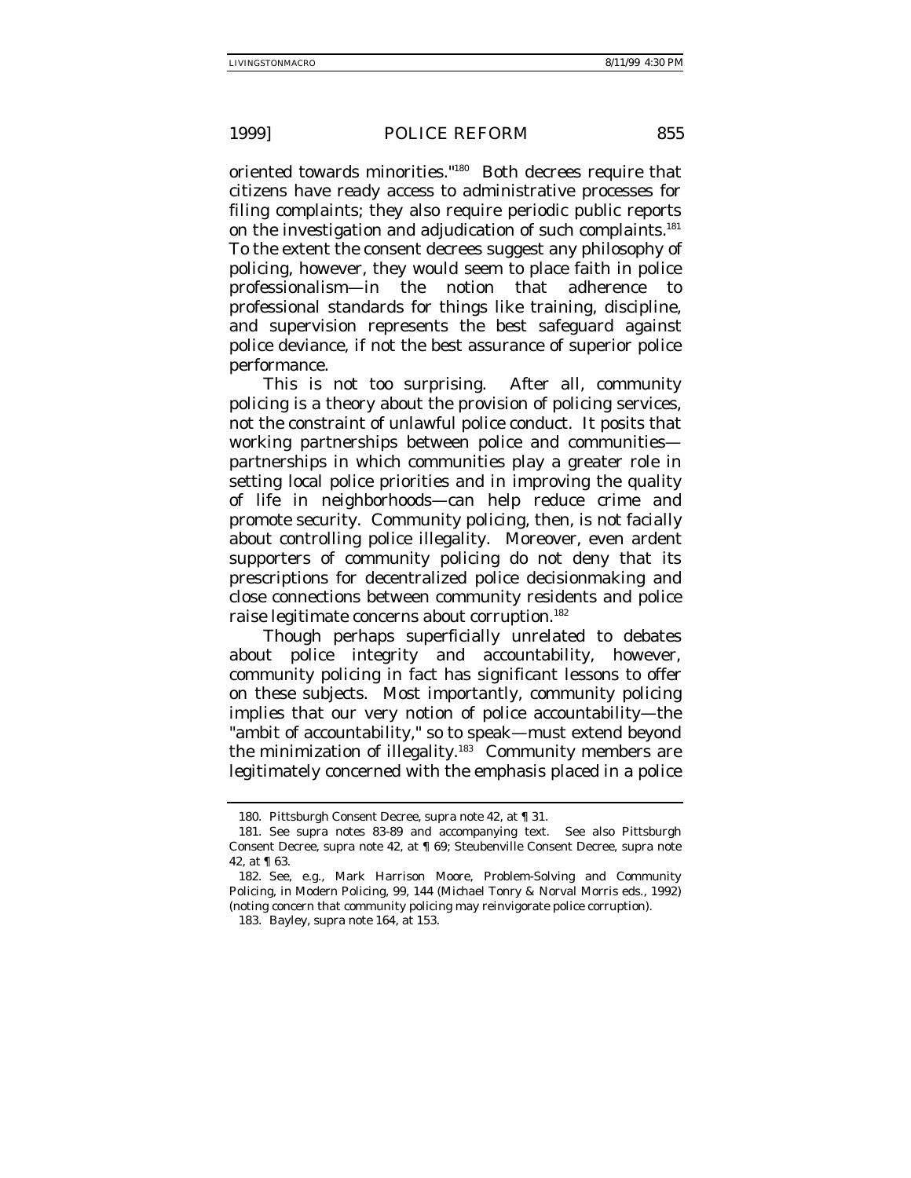oriented towards minorities."[180] Both decrees require that citizens have ready access to administrative processes for filing complaints; they also require periodic public reports on the investigation and adjudication of such complaints.[181] To the extent the consent decrees suggest any philosophy of policing, however, they would seem to place faith in police professionalism—in the notion that adherence to professional standards for things like training, discipline, and supervision represents the best safeguard against police deviance, if not the best assurance of superior police performance.

This is not too surprising. After all, community policing is a theory about the provision of policing services, not the constraint of unlawful police conduct. It posits that working partnerships between police and communities—partnerships in which communities play a greater role in setting local police priorities and in improving the quality of life in neighborhoods—can help reduce crime and promote security. Community policing, then, is not facially about controlling police illegality. Moreover, even ardent supporters of community policing do not deny that its prescriptions for decentralized police decisionmaking and close connections between community residents and police raise legitimate concerns about corruption.[182]

Though perhaps superficially unrelated to debates about police integrity and accountability, however, community policing in fact has significant lessons to offer on these subjects. Most importantly, community policing implies that our very notion of police accountability—the "ambit of accountability," so to speak—must extend beyond the minimization of illegality.[183] Community members are legitimately concerned with the emphasis placed in a police

---

180. Pittsburgh Consent Decree, supra note 42, at ¶ 31.

181. See supra notes 83-89 and accompanying text. See also Pittsburgh Consent Decree, supra note 42, at ¶ 69; Steubenville Consent Decree, supra note 42, at ¶ 63.

182. See, e.g., Mark Harrison Moore, Problem-Solving and Community Policing, in Modern Policing, 99, 144 (Michael Tonry & Norval Morris eds., 1992) (noting concern that community policing may reinvigorate police corruption).

183. Bayley, supra note 164, at 153.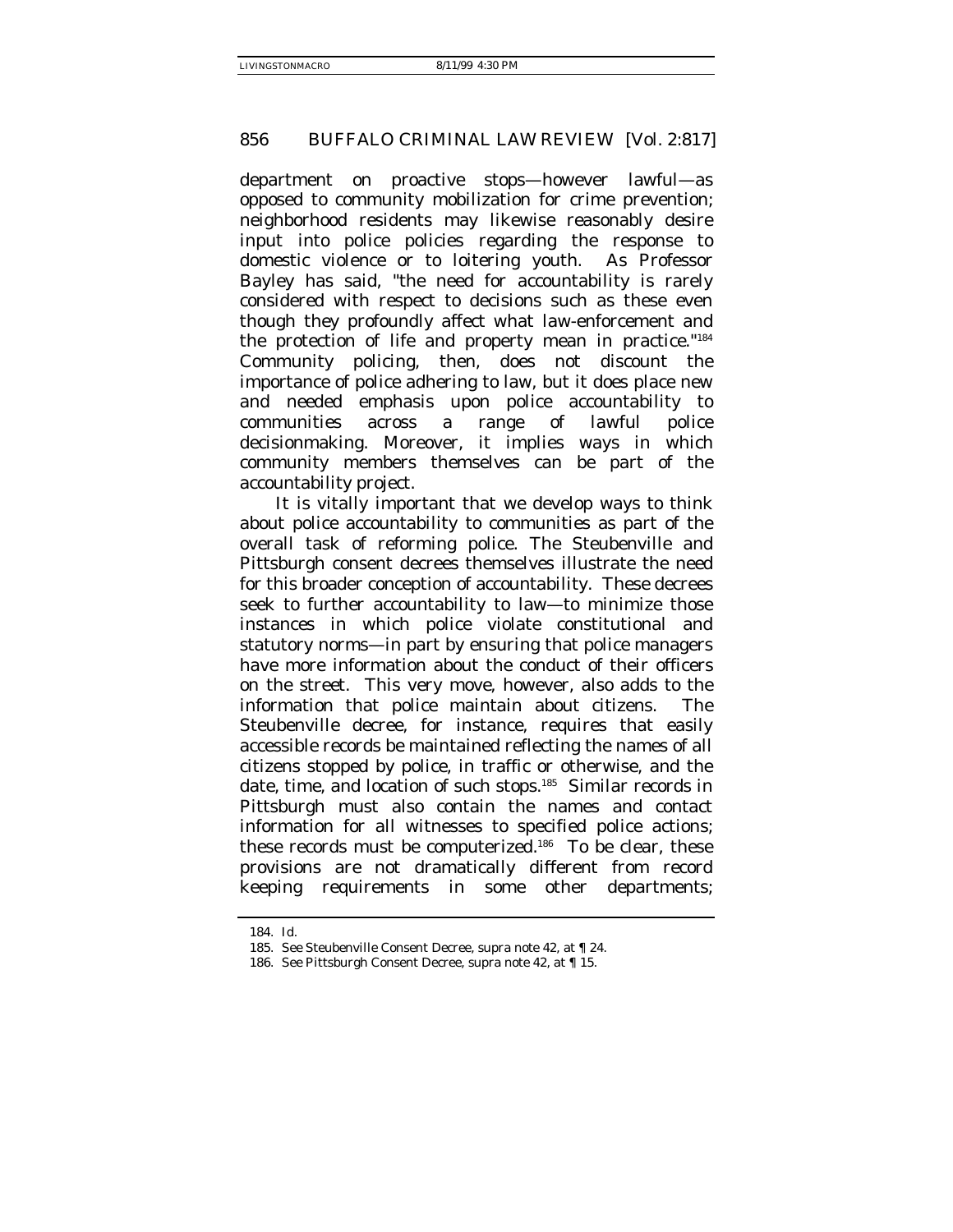department on proactive stops—however lawful—as opposed to community mobilization for crime prevention; neighborhood residents may likewise reasonably desire input into police policies regarding the response to domestic violence or to loitering youth. As Professor Bayley has said, "the need for accountability is rarely considered with respect to decisions such as these even though they profoundly affect what law-enforcement and the protection of life and property mean in practice."[184] Community policing, then, does not discount the importance of police adhering to law, but it does place new and needed emphasis upon police accountability to communities across a range of lawful police decisionmaking. Moreover, it implies ways in which community members themselves can be part of the accountability project.

It is vitally important that we develop ways to think about police accountability to communities as part of the overall task of reforming police. The Steubenville and Pittsburgh consent decrees themselves illustrate the need for this broader conception of accountability. These decrees seek to further accountability to law—to minimize those instances in which police violate constitutional and statutory norms—in part by ensuring that police managers have more information about the conduct of their officers on the street. This very move, however, also adds to the information that police maintain about citizens. The Steubenville decree, for instance, requires that easily accessible records be maintained reflecting the names of all citizens stopped by police, in traffic or otherwise, and the date, time, and location of such stops.[185] Similar records in Pittsburgh must also contain the names and contact information for all witnesses to specified police actions; these records must be computerized.[186] To be clear, these provisions are not dramatically different from record keeping requirements in some other departments;

---

184. *Id.*

185. *See* Steubenville Consent Decree, *supra* note 42, at ¶ 24.

186. *See* Pittsburgh Consent Decree, *supra* note 42, at ¶ 15.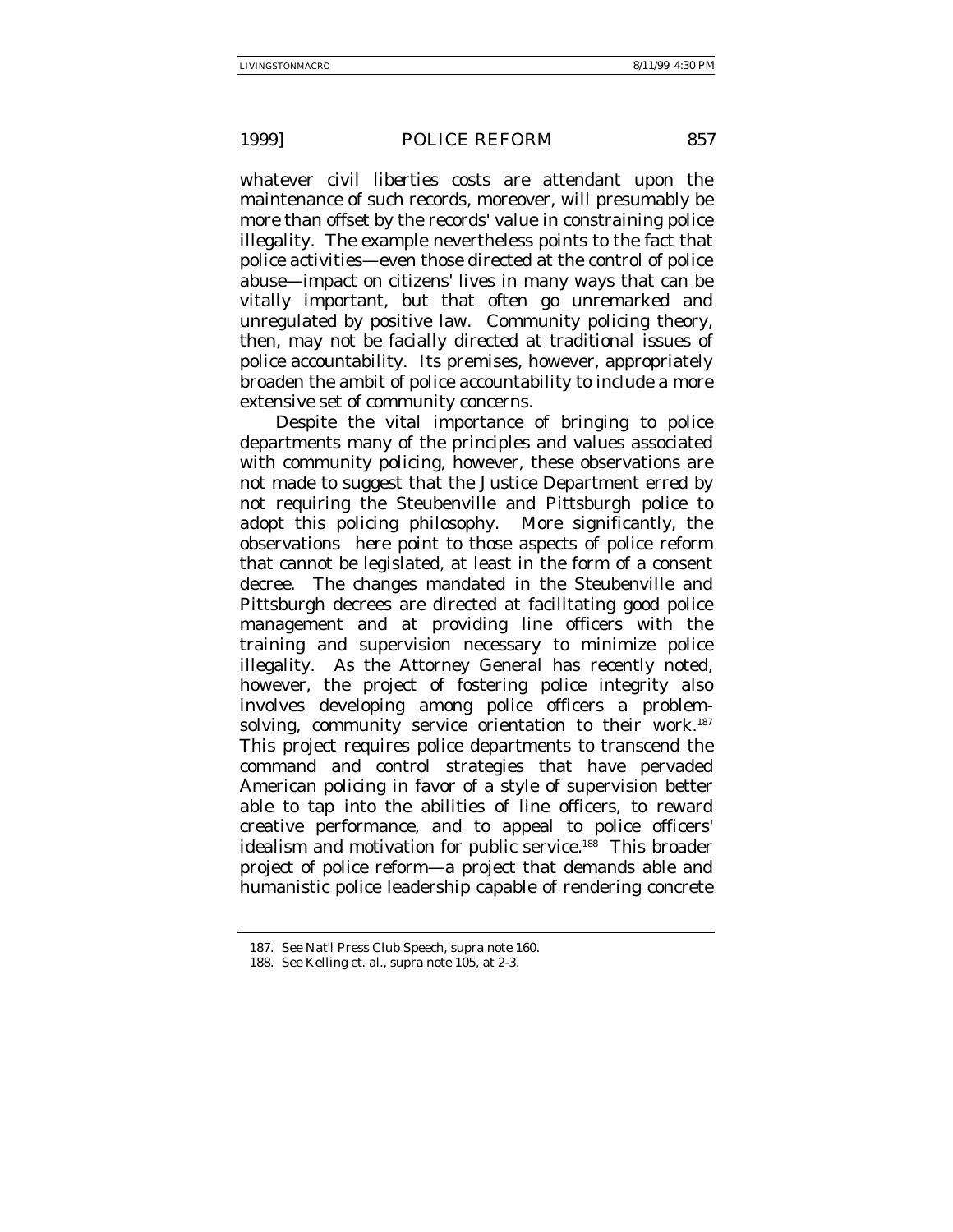whatever civil liberties costs are attendant upon the maintenance of such records, moreover, will presumably be more than offset by the records' value in constraining police illegality. The example nevertheless points to the fact that police activities—even those directed at the control of police abuse—impact on citizens' lives in many ways that can be vitally important, but that often go unremarked and unregulated by positive law. Community policing theory, then, may not be facially directed at traditional issues of police accountability. Its premises, however, appropriately broaden the ambit of police accountability to include a more extensive set of community concerns.

Despite the vital importance of bringing to police departments many of the principles and values associated with community policing, however, these observations are not made to suggest that the Justice Department erred by not requiring the Steubenville and Pittsburgh police to adopt this policing philosophy. More significantly, the observations here point to those aspects of police reform that cannot be legislated, at least in the form of a consent decree. The changes mandated in the Steubenville and Pittsburgh decrees are directed at facilitating good police management and at providing line officers with the training and supervision necessary to minimize police illegality. As the Attorney General has recently noted, however, the project of fostering police integrity also involves developing among police officers a problem-solving, community service orientation to their work.[187] This project requires police departments to transcend the command and control strategies that have pervaded American policing in favor of a style of supervision better able to tap into the abilities of line officers, to reward creative performance, and to appeal to police officers' idealism and motivation for public service.[188] This broader project of police reform—a project that demands able and humanistic police leadership capable of rendering concrete

187. See Nat'l Press Club Speech, supra note 160.

188. See Kelling et. al., supra note 105, at 2-3.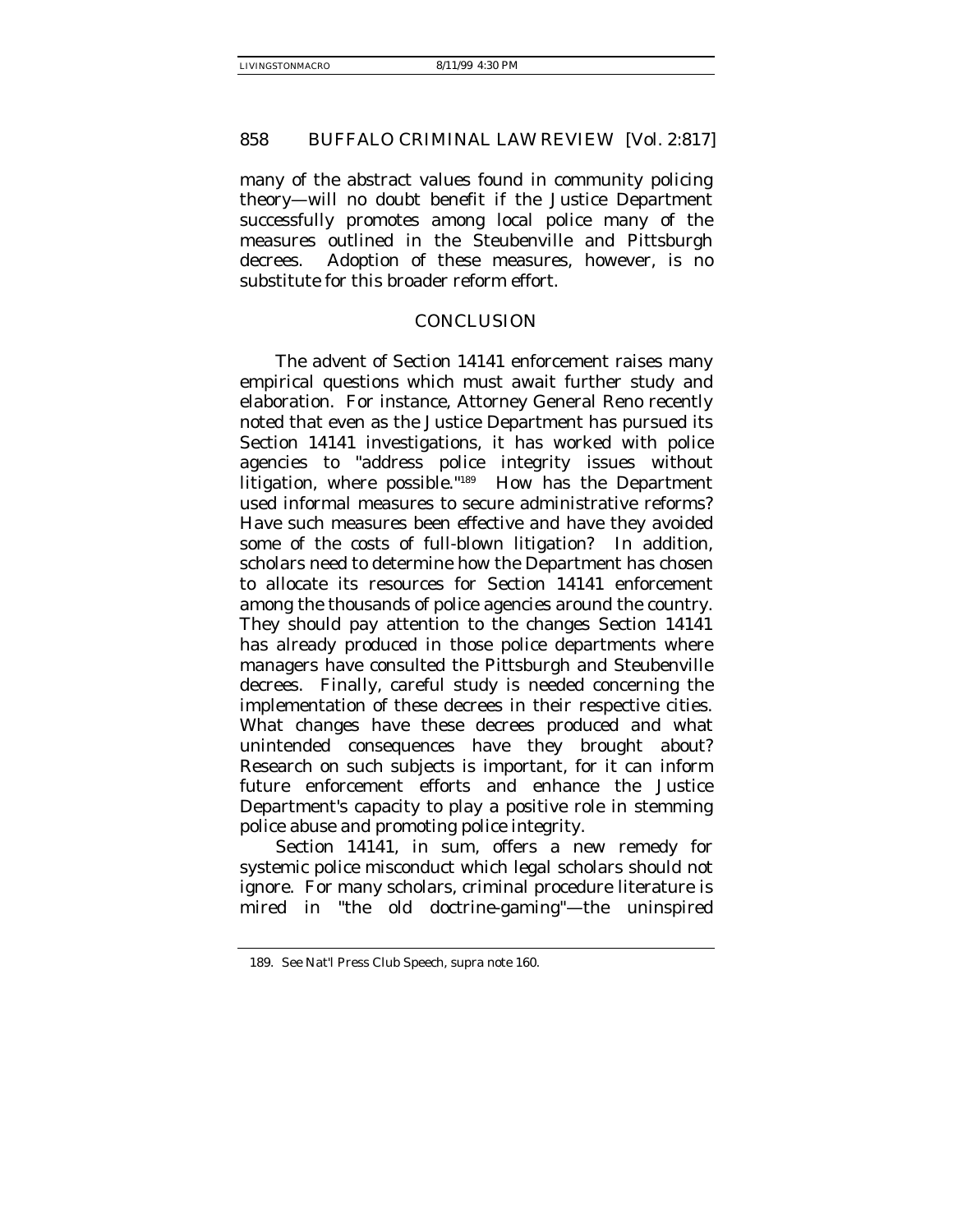many of the abstract values found in community policing theory—will no doubt benefit if the Justice Department successfully promotes among local police many of the measures outlined in the Steubenville and Pittsburgh decrees. Adoption of these measures, however, is no substitute for this broader reform effort.

## CONCLUSION

The advent of Section 14141 enforcement raises many empirical questions which must await further study and elaboration. For instance, Attorney General Reno recently noted that even as the Justice Department has pursued its Section 14141 investigations, it has worked with police agencies to "address police integrity issues without litigation, where possible."[189] How has the Department used informal measures to secure administrative reforms? Have such measures been effective and have they avoided some of the costs of full-blown litigation? In addition, scholars need to determine how the Department has chosen to allocate its resources for Section 14141 enforcement among the thousands of police agencies around the country. They should pay attention to the changes Section 14141 has already produced in those police departments where managers have consulted the Pittsburgh and Steubenville decrees. Finally, careful study is needed concerning the implementation of these decrees in their respective cities. What changes have these decrees produced and what unintended consequences have they brought about? Research on such subjects is important, for it can inform future enforcement efforts and enhance the Justice Department's capacity to play a positive role in stemming police abuse and promoting police integrity.

Section 14141, in sum, offers a new remedy for systemic police misconduct which legal scholars should not ignore. For many scholars, criminal procedure literature is mired in "the old doctrine-gaming"—the uninspired

---

189. *See* Nat'l Press Club Speech, *supra* note 160.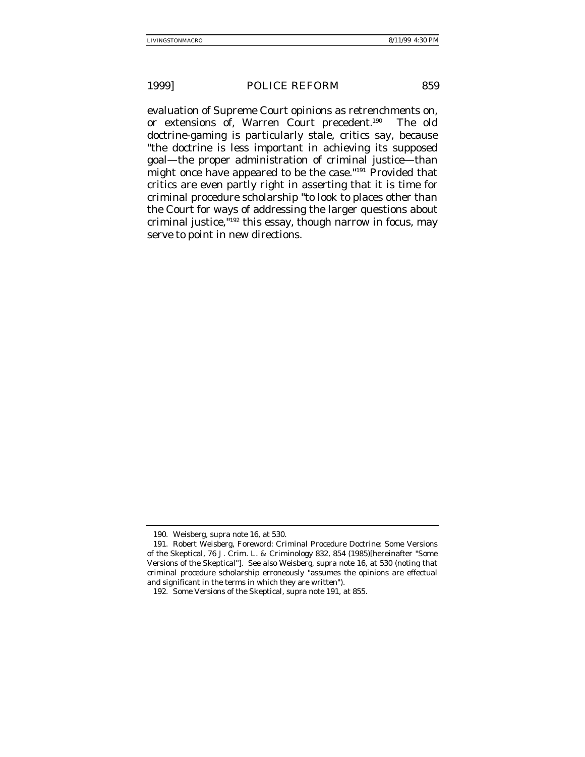evaluation of Supreme Court opinions as retrenchments on, or extensions of, Warren Court precedent.[190] The old doctrine-gaming is particularly stale, critics say, because "the doctrine is less important in achieving its supposed goal—the proper administration of criminal justice—than might once have appeared to be the case."[191] Provided that critics are even partly right in asserting that it is time for criminal procedure scholarship "to look to places other than the Court for ways of addressing the larger questions about criminal justice,"[192] this essay, though narrow in focus, may serve to point in new directions.

---

190. Weisberg, *supra* note 16, at 530.

191. Robert Weisberg, *Foreword: Criminal Procedure Doctrine: Some Versions of the Skeptical*, 76 J. Crim. L. & Criminology 832, 854 (1985)[hereinafter "Some Versions of the Skeptical"]. *See also* Weisberg, *supra* note 16, at 530 (noting that criminal procedure scholarship erroneously "assumes the opinions are effectual and significant in the terms in which they are written").

192. *Some Versions of the Skeptical*, *supra* note 191, at 855.